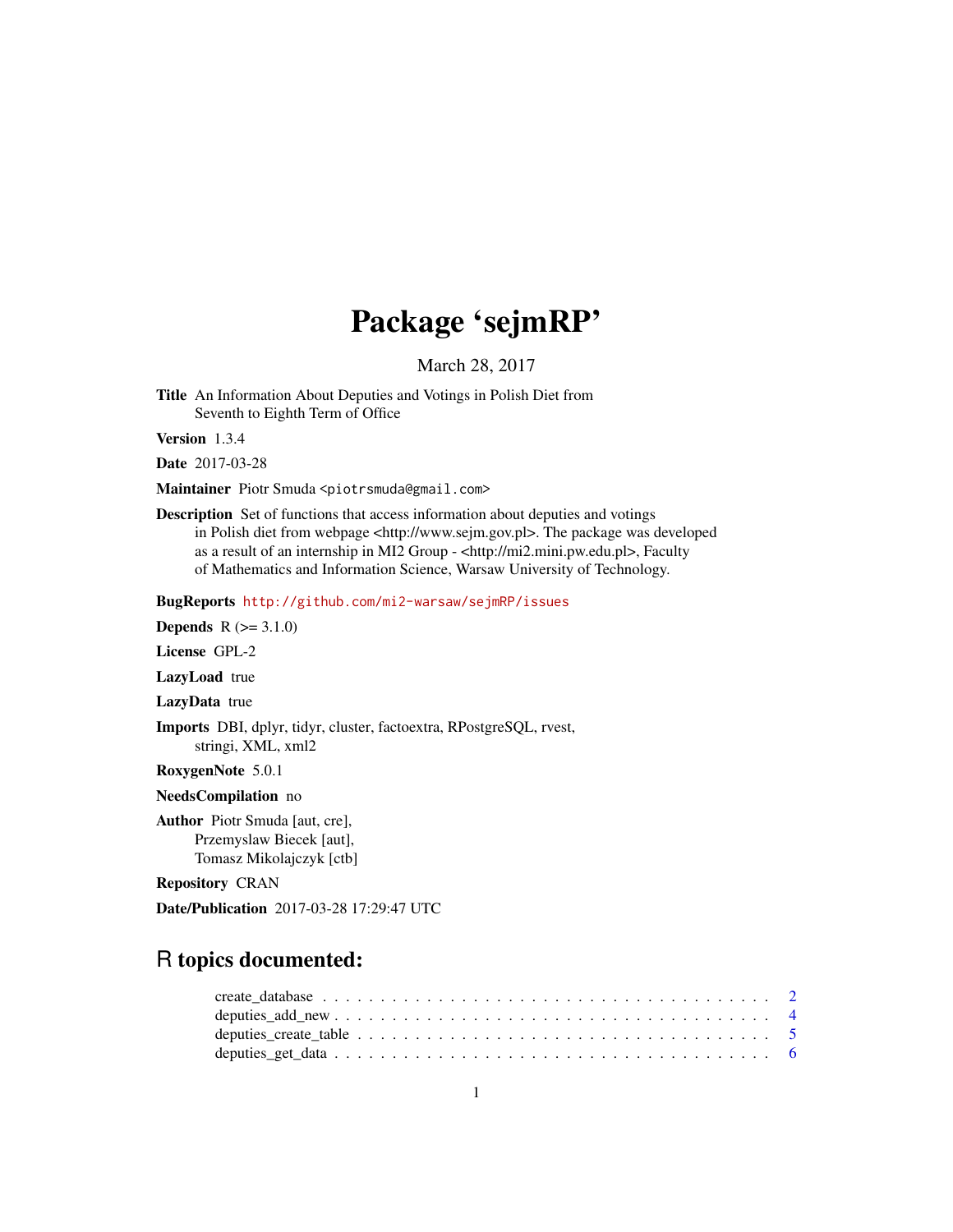# Package ‘sejmRP’

March 28, 2017

**Title** An Information About Deputies and Votings in Polish Diet from Seventh to Eighth Term of Office

**Version** 1.3.4

**Date** 2017-03-28

**Maintainer** Piotr Smuda <piotrsmuda@gmail.com>

**Description** Set of functions that access information about deputies and votings in Polish diet from webpage <http://www.sejm.gov.pl>. The package was developed as a result of an internship in MI2 Group - <http://mi2.mini.pw.edu.pl>, Faculty of Mathematics and Information Science, Warsaw University of Technology.

**BugReports** http://github.com/mi2-warsaw/sejmRP/issues

**Depends** R (>= 3.1.0)

**License** GPL-2

**LazyLoad** true

**LazyData** true

**Imports** DBI, dplyr, tidyr, cluster, factoextra, RPostgreSQL, rvest, stringi, XML, xml2

**RoxygenNote** 5.0.1

**NeedsCompilation** no

**Author** Piotr Smuda [aut, cre], Przemyslaw Biecek [aut], Tomasz Mikolajczyk [ctb]

**Repository** CRAN

**Date/Publication** 2017-03-28 17:29:47 UTC

## R topics documented:

| | |
|---|---|
| create_database | 2 |
| deputies_add_new | 4 |
| deputies_create_table | 5 |
| deputies_get_data | 6 |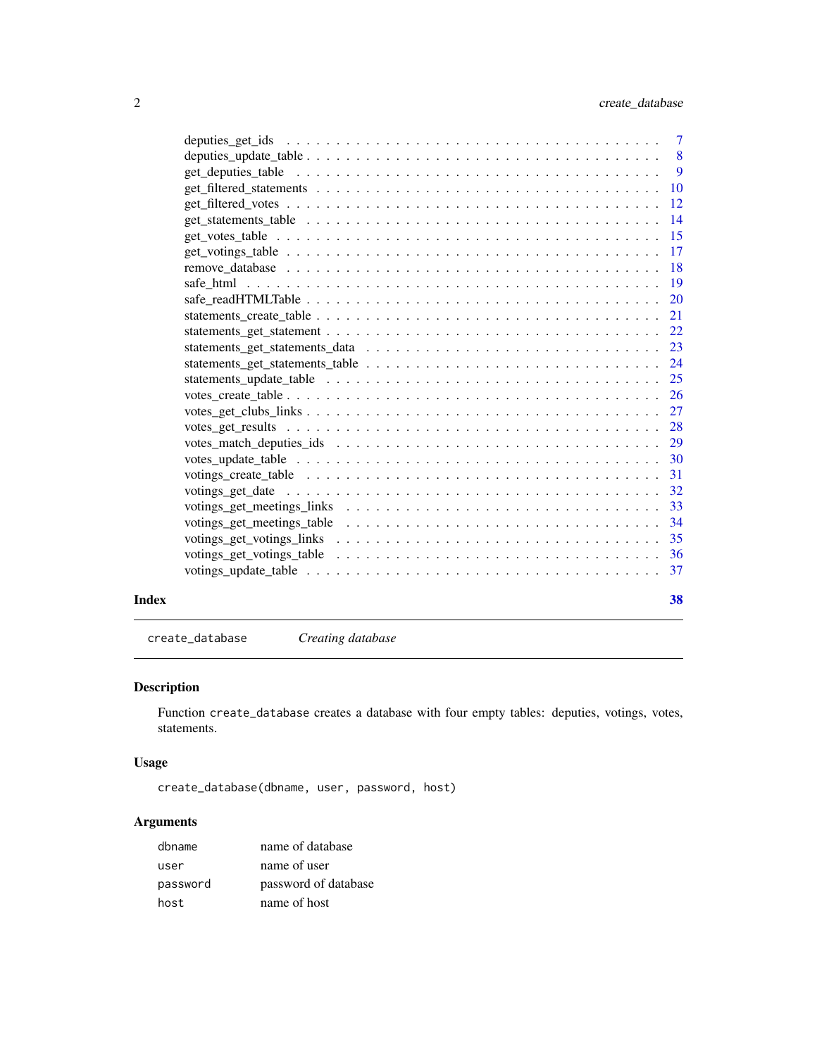| | |
|---|---|
| deputies_get_ids | 7 |
| deputies_update_table | 8 |
| get_deputies_table | 9 |
| get_filtered_statements | 10 |
| get_filtered_votes | 12 |
| get_statements_table | 14 |
| get_votes_table | 15 |
| get_votings_table | 17 |
| remove_database | 18 |
| safe_html | 19 |
| safe_readHTMLTable | 20 |
| statements_create_table | 21 |
| statements_get_statement | 22 |
| statements_get_statements_data | 23 |
| statements_get_statements_table | 24 |
| statements_update_table | 25 |
| votes_create_table | 26 |
| votes_get_clubs_links | 27 |
| votes_get_results | 28 |
| votes_match_deputies_ids | 29 |
| votes_update_table | 30 |
| votings_create_table | 31 |
| votings_get_date | 32 |
| votings_get_meetings_links | 33 |
| votings_get_meetings_table | 34 |
| votings_get_votings_links | 35 |
| votings_get_votings_table | 36 |
| votings_update_table | 37 |

**Index** **38**

---

`create_database` *Creating database*

---

### Description

Function `create_database` creates a database with four empty tables: deputies, votings, votes, statements.

### Usage

```
create_database(dbname, user, password, host)
```

### Arguments

| | |
|---|---|
| `dbname` | name of database |
| `user` | name of user |
| `password` | password of database |
| `host` | name of host |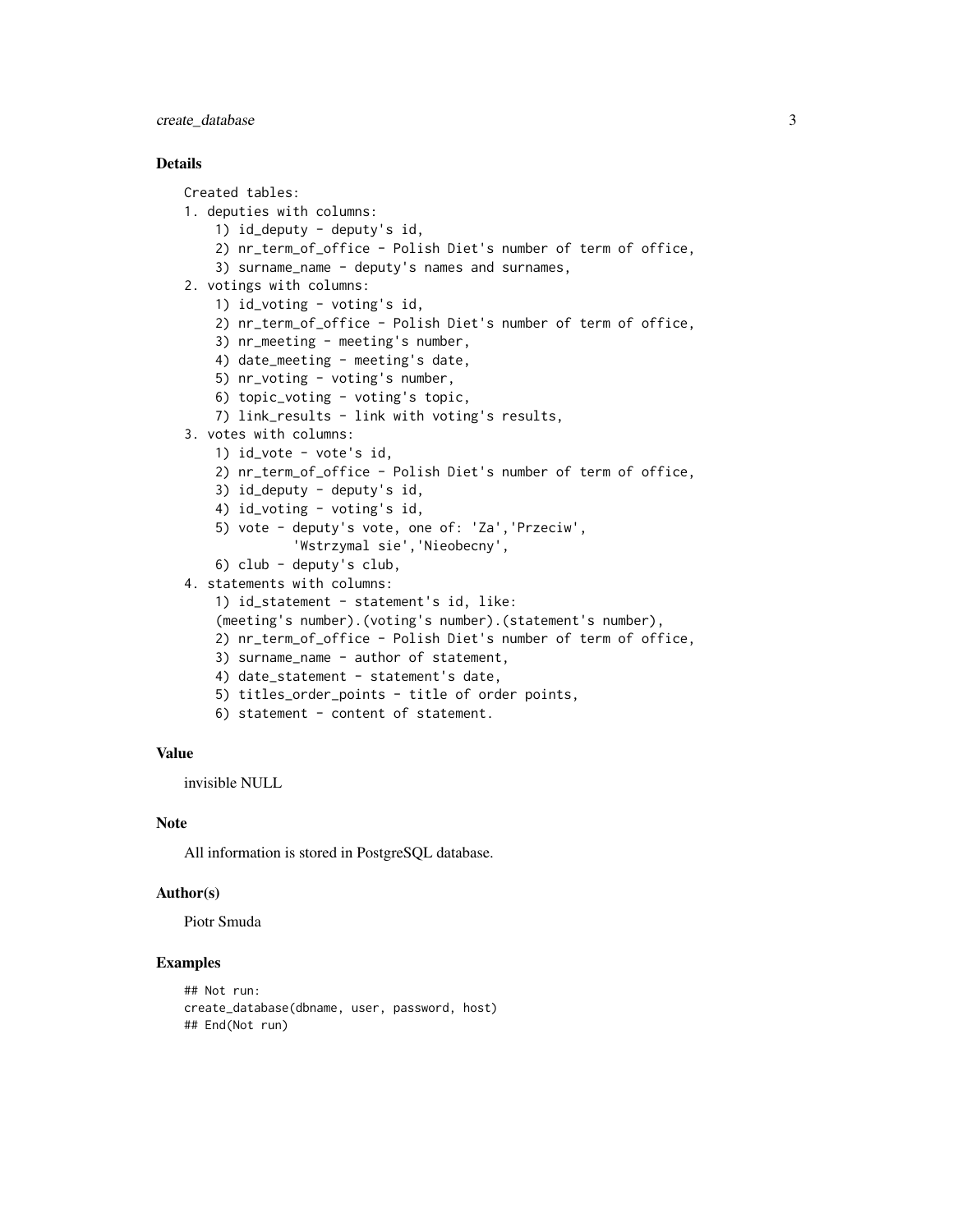## Details

```
Created tables:
1. deputies with columns:
    1) id_deputy - deputy's id,
    2) nr_term_of_office - Polish Diet's number of term of office,
    3) surname_name - deputy's names and surnames,
2. votings with columns:
    1) id_voting - voting's id,
    2) nr_term_of_office - Polish Diet's number of term of office,
    3) nr_meeting - meeting's number,
    4) date_meeting - meeting's date,
    5) nr_voting - voting's number,
    6) topic_voting - voting's topic,
    7) link_results - link with voting's results,
3. votes with columns:
    1) id_vote - vote's id,
    2) nr_term_of_office - Polish Diet's number of term of office,
    3) id_deputy - deputy's id,
    4) id_voting - voting's id,
    5) vote - deputy's vote, one of: 'Za','Przeciw',
             'Wstrzymal sie','Nieobecny',
    6) club - deputy's club,
4. statements with columns:
    1) id_statement - statement's id, like:
    (meeting's number).(voting's number).(statement's number),
    2) nr_term_of_office - Polish Diet's number of term of office,
    3) surname_name - author of statement,
    4) date_statement - statement's date,
    5) titles_order_points - title of order points,
    6) statement - content of statement.
```

## Value

invisible NULL

## Note

All information is stored in PostgreSQL database.

## Author(s)

Piotr Smuda

## Examples

```
## Not run:
create_database(dbname, user, password, host)
## End(Not run)
```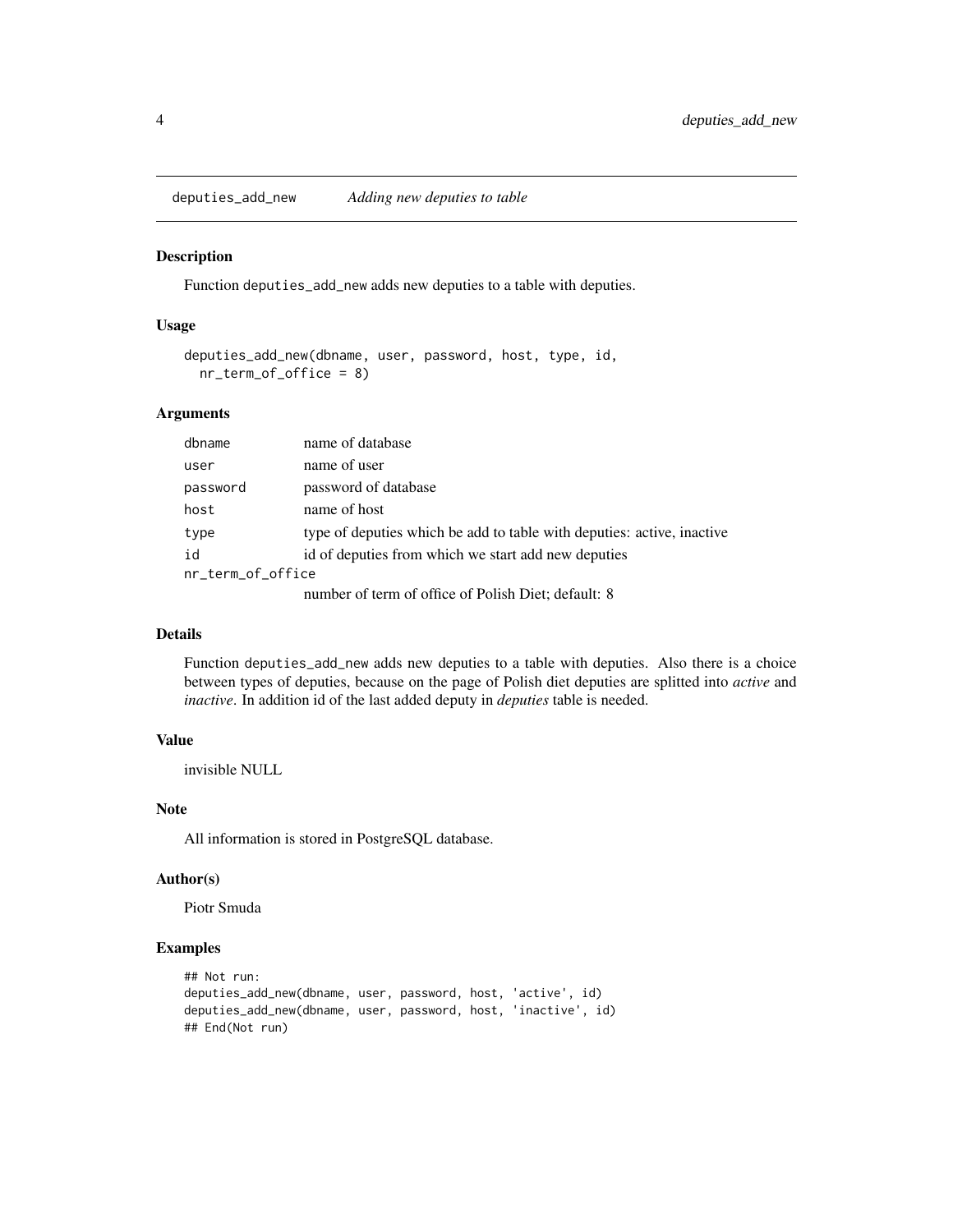# deputies_add_new — *Adding new deputies to table*

## Description

Function `deputies_add_new` adds new deputies to a table with deputies.

## Usage

```
deputies_add_new(dbname, user, password, host, type, id,
  nr_term_of_office = 8)
```

## Arguments

| Argument | Description |
| --- | --- |
| `dbname` | name of database |
| `user` | name of user |
| `password` | password of database |
| `host` | name of host |
| `type` | type of deputies which be add to table with deputies: active, inactive |
| `id` | id of deputies from which we start add new deputies |
| `nr_term_of_office` | number of term of office of Polish Diet; default: 8 |

## Details

Function `deputies_add_new` adds new deputies to a table with deputies. Also there is a choice between types of deputies, because on the page of Polish diet deputies are splitted into *active* and *inactive*. In addition id of the last added deputy in *deputies* table is needed.

## Value

invisible NULL

## Note

All information is stored in PostgreSQL database.

## Author(s)

Piotr Smuda

## Examples

```
## Not run:
deputies_add_new(dbname, user, password, host, 'active', id)
deputies_add_new(dbname, user, password, host, 'inactive', id)
## End(Not run)
```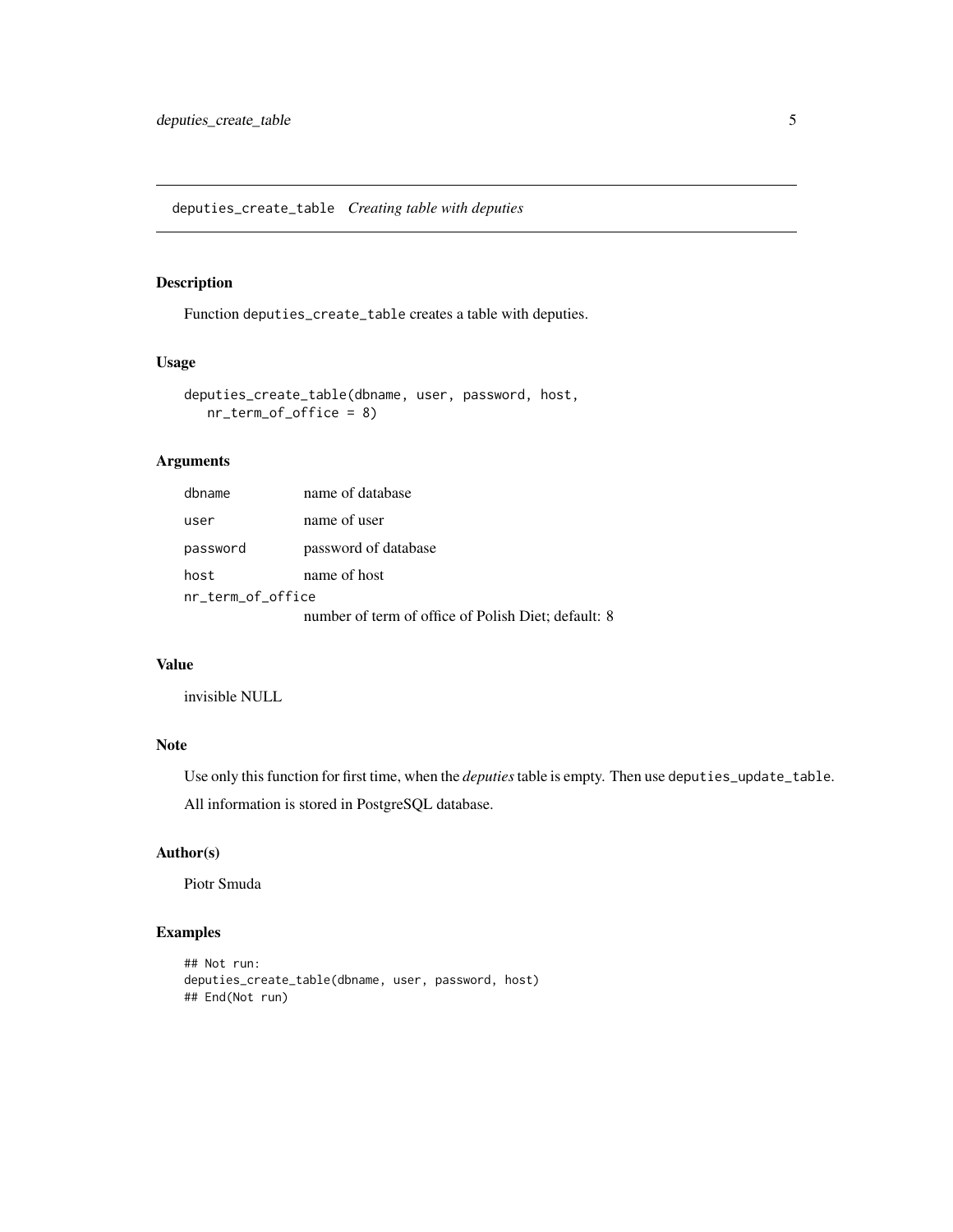## deputies_create_table *Creating table with deputies*

### Description

Function `deputies_create_table` creates a table with deputies.

### Usage

```
deputies_create_table(dbname, user, password, host,
   nr_term_of_office = 8)
```

### Arguments

| | |
|---|---|
| `dbname` | name of database |
| `user` | name of user |
| `password` | password of database |
| `host` | name of host |
| `nr_term_of_office` | number of term of office of Polish Diet; default: 8 |

### Value

invisible NULL

### Note

Use only this function for first time, when the *deputies* table is empty. Then use `deputies_update_table`.

All information is stored in PostgreSQL database.

### Author(s)

Piotr Smuda

### Examples

```
## Not run:
deputies_create_table(dbname, user, password, host)
## End(Not run)
```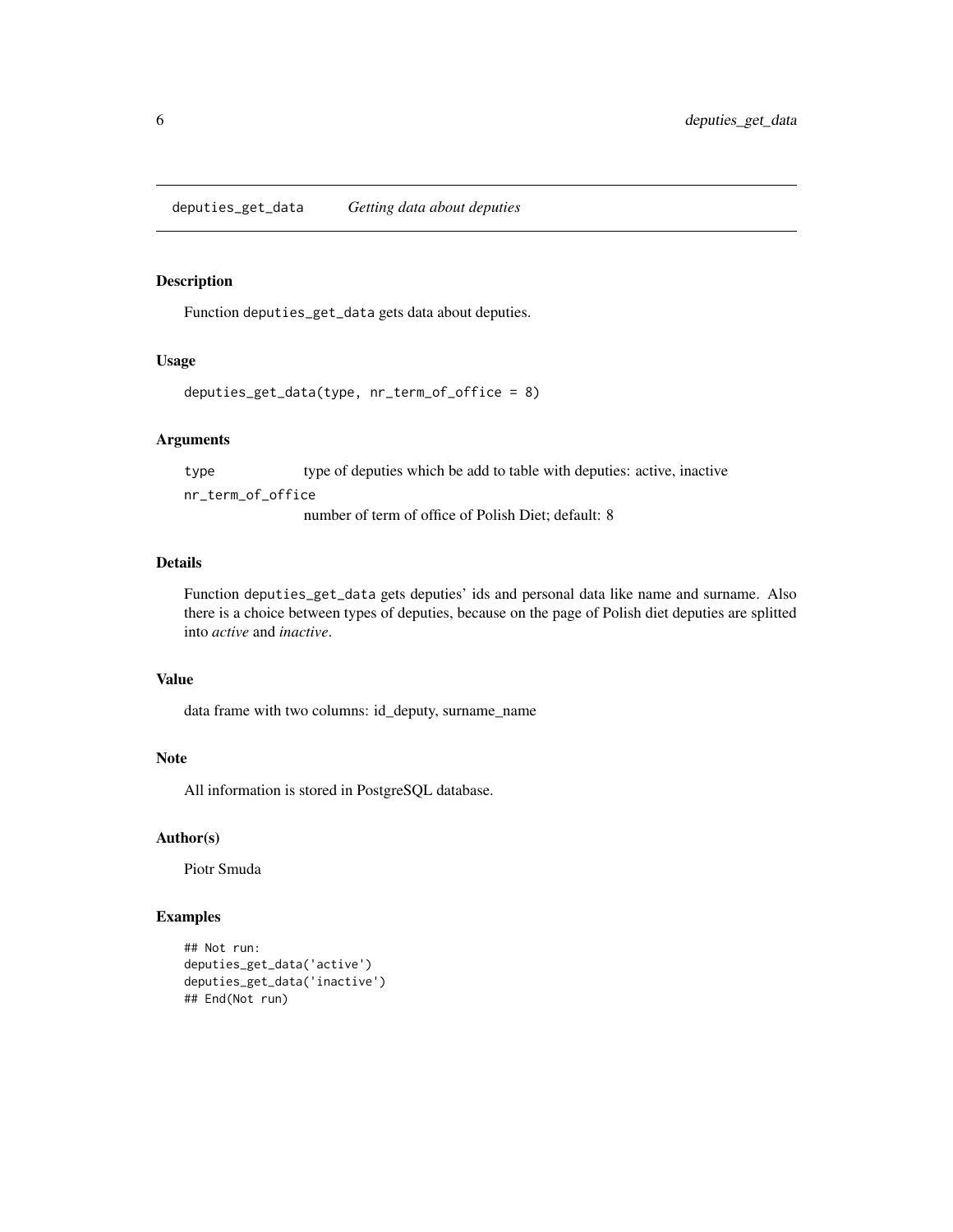## deputies_get_data    *Getting data about deputies*

### Description

Function deputies_get_data gets data about deputies.

### Usage

```
deputies_get_data(type, nr_term_of_office = 8)
```

### Arguments

| | |
|---|---|
| type | type of deputies which be add to table with deputies: active, inactive |
| nr_term_of_office | number of term of office of Polish Diet; default: 8 |

### Details

Function deputies_get_data gets deputies' ids and personal data like name and surname. Also there is a choice between types of deputies, because on the page of Polish diet deputies are splitted into *active* and *inactive*.

### Value

data frame with two columns: id_deputy, surname_name

### Note

All information is stored in PostgreSQL database.

### Author(s)

Piotr Smuda

### Examples

```
## Not run:
deputies_get_data('active')
deputies_get_data('inactive')
## End(Not run)
```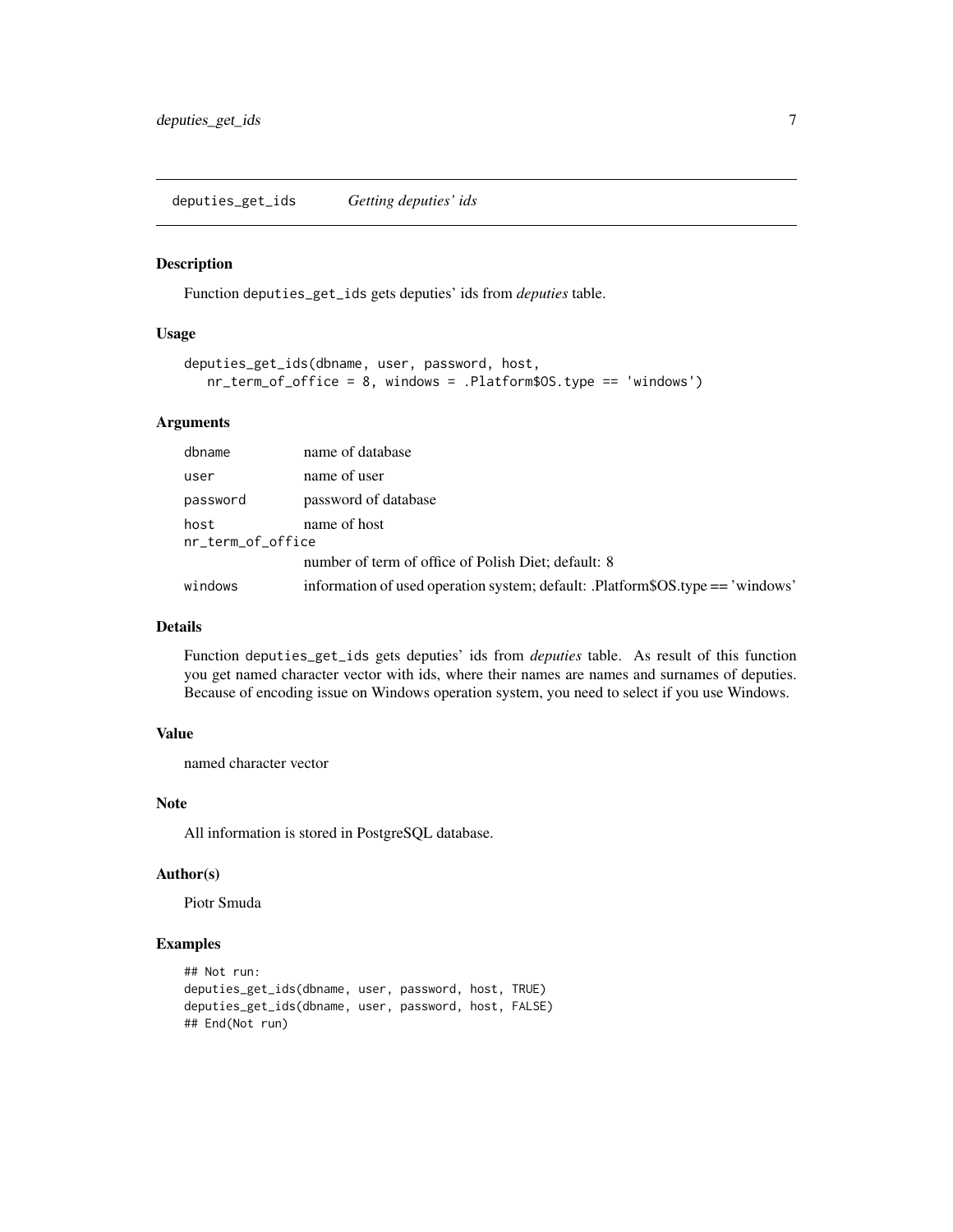deputies_get_ids *Getting deputies' ids*

### Description

Function deputies_get_ids gets deputies' ids from *deputies* table.

### Usage

```
deputies_get_ids(dbname, user, password, host,
   nr_term_of_office = 8, windows = .Platform$OS.type == 'windows')
```

### Arguments

| | |
|---|---|
| dbname | name of database |
| user | name of user |
| password | password of database |
| host | name of host |
| nr_term_of_office | number of term of office of Polish Diet; default: 8 |
| windows | information of used operation system; default: .Platform$OS.type == 'windows' |

### Details

Function deputies_get_ids gets deputies' ids from *deputies* table. As result of this function you get named character vector with ids, where their names are names and surnames of deputies. Because of encoding issue on Windows operation system, you need to select if you use Windows.

### Value

named character vector

### Note

All information is stored in PostgreSQL database.

### Author(s)

Piotr Smuda

### Examples

```
## Not run:
deputies_get_ids(dbname, user, password, host, TRUE)
deputies_get_ids(dbname, user, password, host, FALSE)
## End(Not run)
```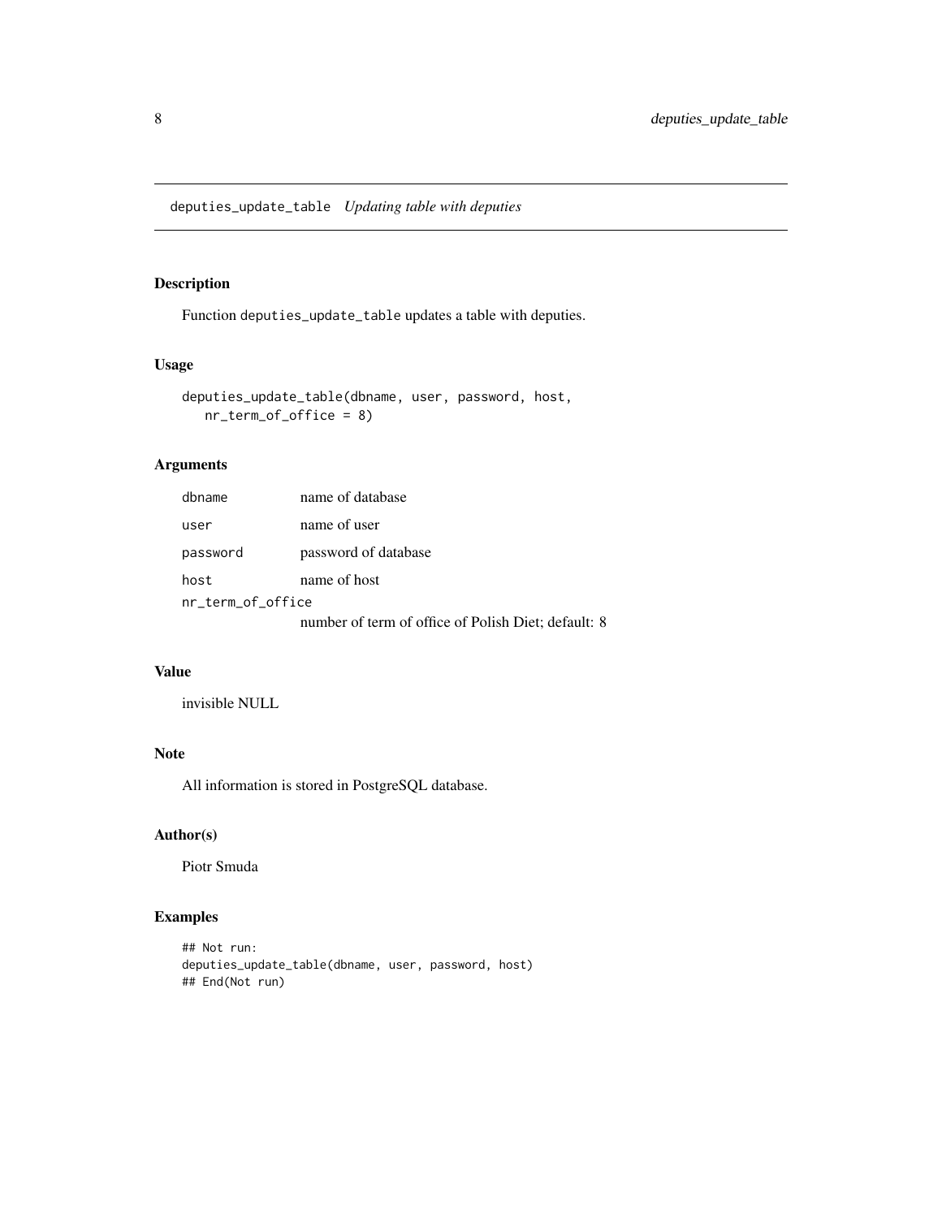## deputies_update_table *Updating table with deputies*

### Description

Function `deputies_update_table` updates a table with deputies.

### Usage

```
deputies_update_table(dbname, user, password, host,
   nr_term_of_office = 8)
```

### Arguments

| | |
|---|---|
| `dbname` | name of database |
| `user` | name of user |
| `password` | password of database |
| `host` | name of host |
| `nr_term_of_office` | number of term of office of Polish Diet; default: 8 |

### Value

invisible NULL

### Note

All information is stored in PostgreSQL database.

### Author(s)

Piotr Smuda

### Examples

```
## Not run:
deputies_update_table(dbname, user, password, host)
## End(Not run)
```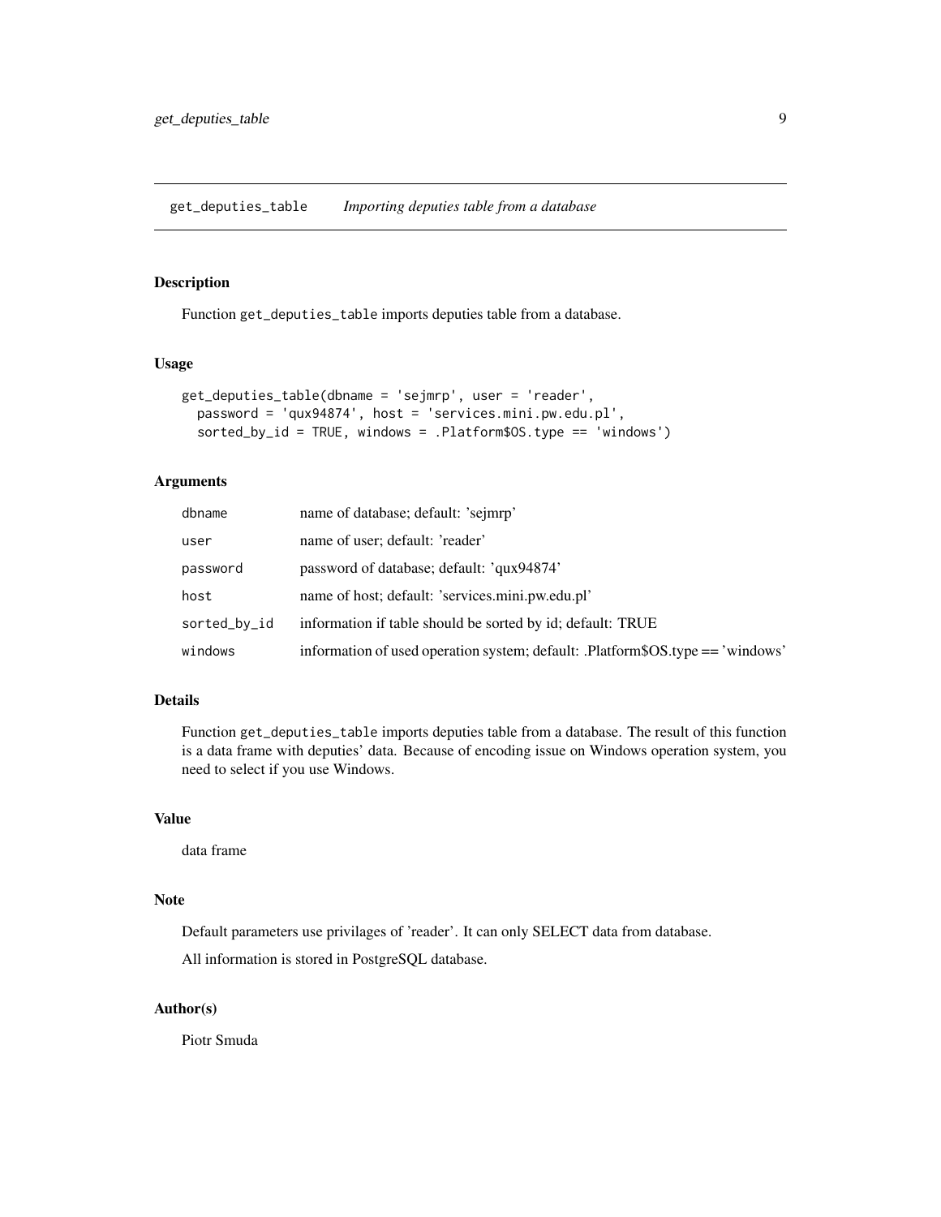## get_deputies_table *Importing deputies table from a database*

### Description

Function `get_deputies_table` imports deputies table from a database.

### Usage

```
get_deputies_table(dbname = 'sejmrp', user = 'reader',
  password = 'qux94874', host = 'services.mini.pw.edu.pl',
  sorted_by_id = TRUE, windows = .Platform$OS.type == 'windows')
```

### Arguments

| | |
|---|---|
| `dbname` | name of database; default: 'sejmrp' |
| `user` | name of user; default: 'reader' |
| `password` | password of database; default: 'qux94874' |
| `host` | name of host; default: 'services.mini.pw.edu.pl' |
| `sorted_by_id` | information if table should be sorted by id; default: TRUE |
| `windows` | information of used operation system; default: .Platform$OS.type == 'windows' |

### Details

Function `get_deputies_table` imports deputies table from a database. The result of this function is a data frame with deputies' data. Because of encoding issue on Windows operation system, you need to select if you use Windows.

### Value

data frame

### Note

Default parameters use privilages of 'reader'. It can only SELECT data from database.

All information is stored in PostgreSQL database.

### Author(s)

Piotr Smuda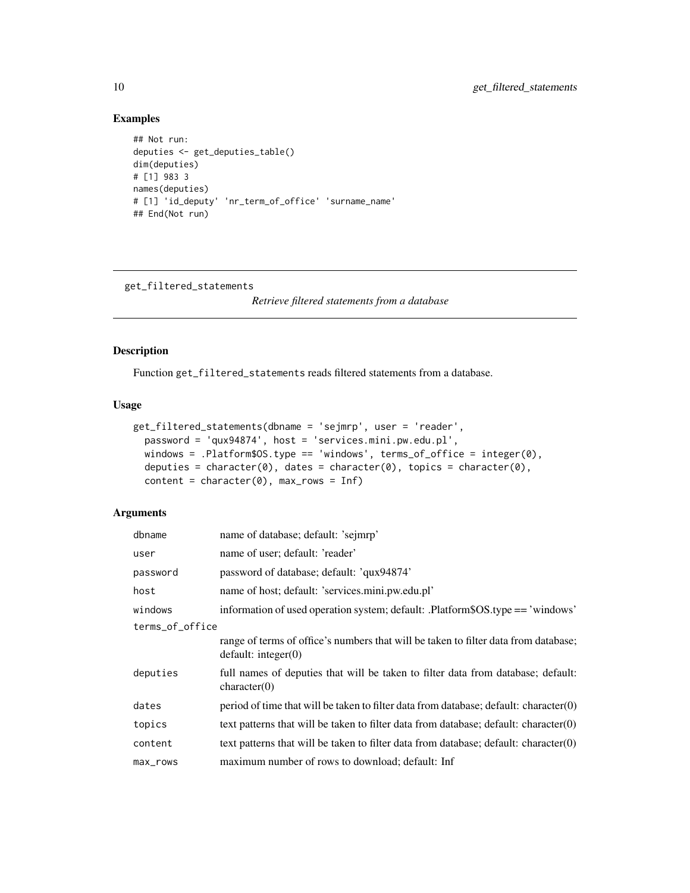## Examples

```
## Not run:
deputies <- get_deputies_table()
dim(deputies)
# [1] 983 3
names(deputies)
# [1] 'id_deputy' 'nr_term_of_office' 'surname_name'
## End(Not run)
```

---

get_filtered_statements &nbsp;&nbsp;&nbsp;&nbsp; *Retrieve filtered statements from a database*

---

## Description

Function `get_filtered_statements` reads filtered statements from a database.

## Usage

```
get_filtered_statements(dbname = 'sejmrp', user = 'reader',
  password = 'qux94874', host = 'services.mini.pw.edu.pl',
  windows = .Platform$OS.type == 'windows', terms_of_office = integer(0),
  deputies = character(0), dates = character(0), topics = character(0),
  content = character(0), max_rows = Inf)
```

## Arguments

| | |
|---|---|
| `dbname` | name of database; default: 'sejmrp' |
| `user` | name of user; default: 'reader' |
| `password` | password of database; default: 'qux94874' |
| `host` | name of host; default: 'services.mini.pw.edu.pl' |
| `windows` | information of used operation system; default: .Platform$OS.type == 'windows' |
| `terms_of_office` | range of terms of office's numbers that will be taken to filter data from database; default: integer(0) |
| `deputies` | full names of deputies that will be taken to filter data from database; default: character(0) |
| `dates` | period of time that will be taken to filter data from database; default: character(0) |
| `topics` | text patterns that will be taken to filter data from database; default: character(0) |
| `content` | text patterns that will be taken to filter data from database; default: character(0) |
| `max_rows` | maximum number of rows to download; default: Inf |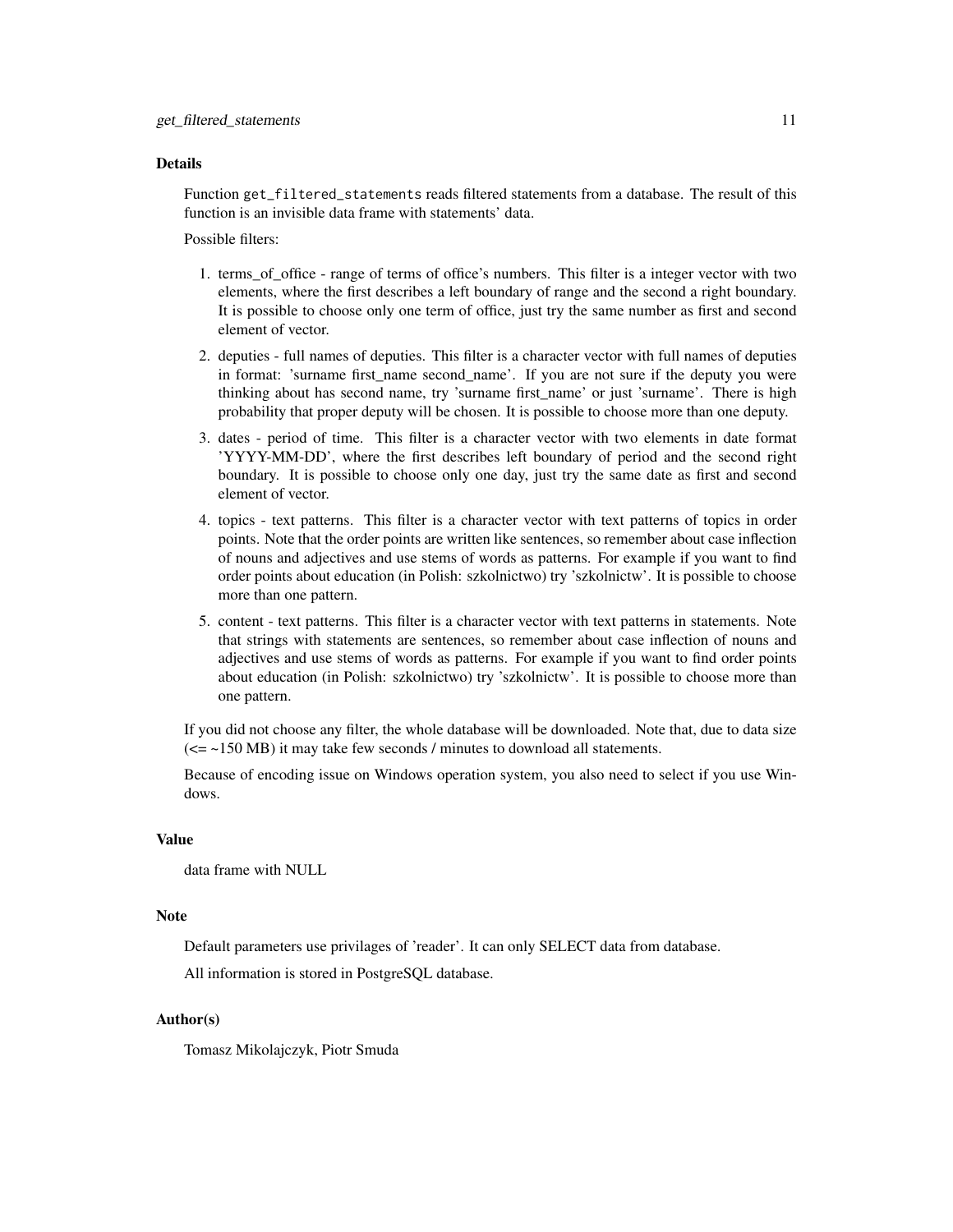## Details

Function `get_filtered_statements` reads filtered statements from a database. The result of this function is an invisible data frame with statements' data.

Possible filters:

1. terms_of_office - range of terms of office's numbers. This filter is a integer vector with two elements, where the first describes a left boundary of range and the second a right boundary. It is possible to choose only one term of office, just try the same number as first and second element of vector.
2. deputies - full names of deputies. This filter is a character vector with full names of deputies in format: 'surname first_name second_name'. If you are not sure if the deputy you were thinking about has second name, try 'surname first_name' or just 'surname'. There is high probability that proper deputy will be chosen. It is possible to choose more than one deputy.
3. dates - period of time. This filter is a character vector with two elements in date format 'YYYY-MM-DD', where the first describes left boundary of period and the second right boundary. It is possible to choose only one day, just try the same date as first and second element of vector.
4. topics - text patterns. This filter is a character vector with text patterns of topics in order points. Note that the order points are written like sentences, so remember about case inflection of nouns and adjectives and use stems of words as patterns. For example if you want to find order points about education (in Polish: szkolnictwo) try 'szkolnictw'. It is possible to choose more than one pattern.
5. content - text patterns. This filter is a character vector with text patterns in statements. Note that strings with statements are sentences, so remember about case inflection of nouns and adjectives and use stems of words as patterns. For example if you want to find order points about education (in Polish: szkolnictwo) try 'szkolnictw'. It is possible to choose more than one pattern.

If you did not choose any filter, the whole database will be downloaded. Note that, due to data size (<= ~150 MB) it may take few seconds / minutes to download all statements.

Because of encoding issue on Windows operation system, you also need to select if you use Windows.

## Value

data frame with NULL

## Note

Default parameters use privilages of 'reader'. It can only SELECT data from database.

All information is stored in PostgreSQL database.

## Author(s)

Tomasz Mikolajczyk, Piotr Smuda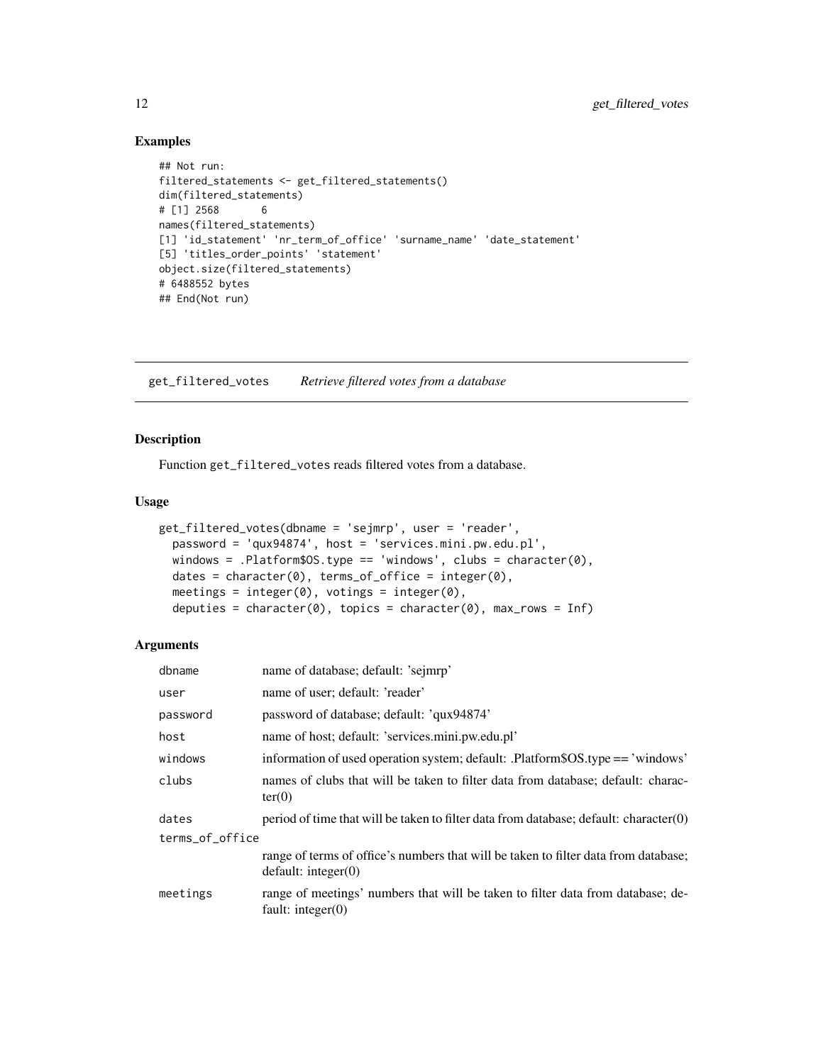## Examples

```
## Not run:
filtered_statements <- get_filtered_statements()
dim(filtered_statements)
# [1] 2568      6
names(filtered_statements)
[1] 'id_statement' 'nr_term_of_office' 'surname_name' 'date_statement'
[5] 'titles_order_points' 'statement'
object.size(filtered_statements)
# 6488552 bytes
## End(Not run)
```

---

# get_filtered_votes    *Retrieve filtered votes from a database*

## Description

Function get_filtered_votes reads filtered votes from a database.

## Usage

```
get_filtered_votes(dbname = 'sejmrp', user = 'reader',
  password = 'qux94874', host = 'services.mini.pw.edu.pl',
  windows = .Platform$OS.type == 'windows', clubs = character(0),
  dates = character(0), terms_of_office = integer(0),
  meetings = integer(0), votings = integer(0),
  deputies = character(0), topics = character(0), max_rows = Inf)
```

## Arguments

| | |
|---|---|
| dbname | name of database; default: 'sejmrp' |
| user | name of user; default: 'reader' |
| password | password of database; default: 'qux94874' |
| host | name of host; default: 'services.mini.pw.edu.pl' |
| windows | information of used operation system; default: .Platform$OS.type == 'windows' |
| clubs | names of clubs that will be taken to filter data from database; default: character(0) |
| dates | period of time that will be taken to filter data from database; default: character(0) |
| terms_of_office | range of terms of office's numbers that will be taken to filter data from database; default: integer(0) |
| meetings | range of meetings' numbers that will be taken to filter data from database; default: integer(0) |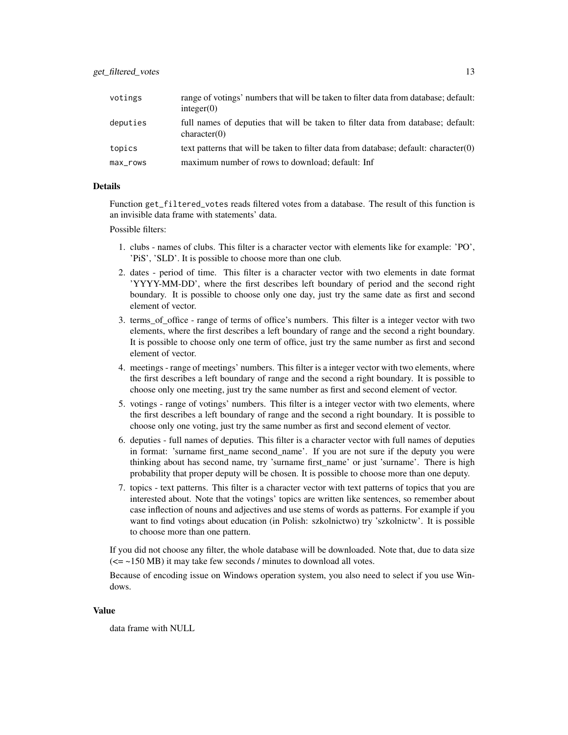| | |
|---|---|
| votings | range of votings' numbers that will be taken to filter data from database; default: integer(0) |
| deputies | full names of deputies that will be taken to filter data from database; default: character(0) |
| topics | text patterns that will be taken to filter data from database; default: character(0) |
| max_rows | maximum number of rows to download; default: Inf |

## Details

Function get_filtered_votes reads filtered votes from a database. The result of this function is an invisible data frame with statements' data.

Possible filters:

1. clubs - names of clubs. This filter is a character vector with elements like for example: 'PO', 'PiS', 'SLD'. It is possible to choose more than one club.
2. dates - period of time. This filter is a character vector with two elements in date format 'YYYY-MM-DD', where the first describes left boundary of period and the second right boundary. It is possible to choose only one day, just try the same date as first and second element of vector.
3. terms_of_office - range of terms of office's numbers. This filter is a integer vector with two elements, where the first describes a left boundary of range and the second a right boundary. It is possible to choose only one term of office, just try the same number as first and second element of vector.
4. meetings - range of meetings' numbers. This filter is a integer vector with two elements, where the first describes a left boundary of range and the second a right boundary. It is possible to choose only one meeting, just try the same number as first and second element of vector.
5. votings - range of votings' numbers. This filter is a integer vector with two elements, where the first describes a left boundary of range and the second a right boundary. It is possible to choose only one voting, just try the same number as first and second element of vector.
6. deputies - full names of deputies. This filter is a character vector with full names of deputies in format: 'surname first_name second_name'. If you are not sure if the deputy you were thinking about has second name, try 'surname first_name' or just 'surname'. There is high probability that proper deputy will be chosen. It is possible to choose more than one deputy.
7. topics - text patterns. This filter is a character vector with text patterns of topics that you are interested about. Note that the votings' topics are written like sentences, so remember about case inflection of nouns and adjectives and use stems of words as patterns. For example if you want to find votings about education (in Polish: szkolnictwo) try 'szkolnictw'. It is possible to choose more than one pattern.

If you did not choose any filter, the whole database will be downloaded. Note that, due to data size (<= ~150 MB) it may take few seconds / minutes to download all votes.

Because of encoding issue on Windows operation system, you also need to select if you use Windows.

## Value

data frame with NULL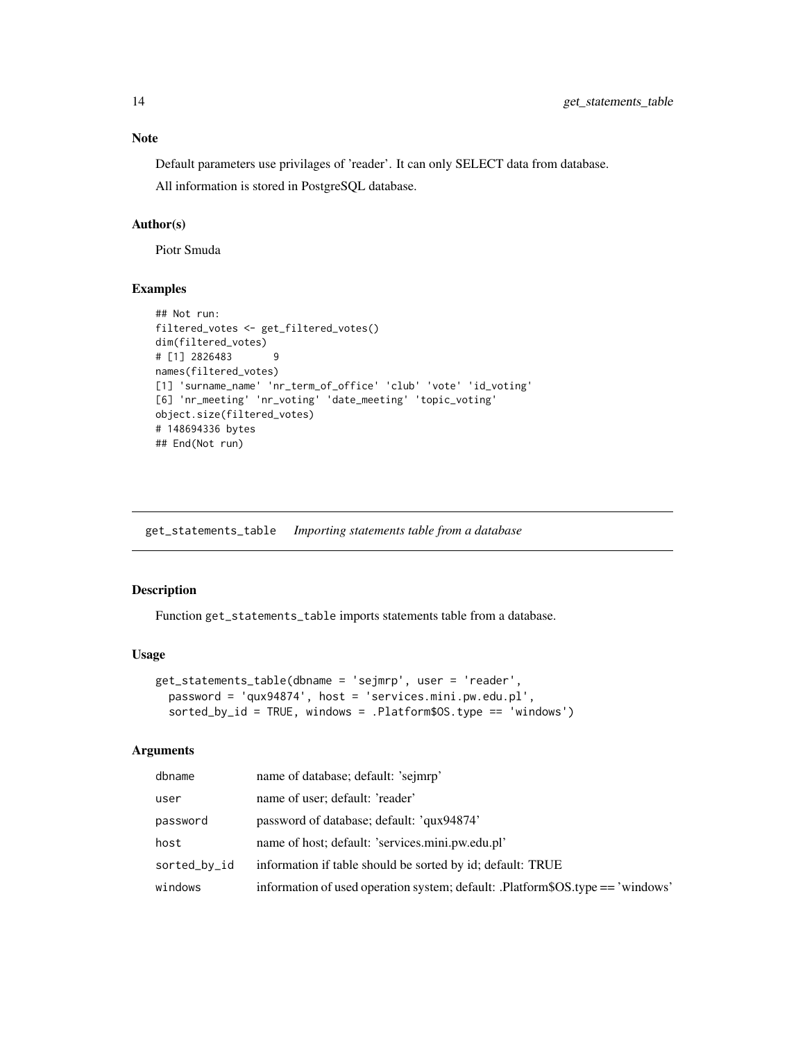### Note

Default parameters use privilages of 'reader'. It can only SELECT data from database.

All information is stored in PostgreSQL database.

### Author(s)

Piotr Smuda

### Examples

```
## Not run:
filtered_votes <- get_filtered_votes()
dim(filtered_votes)
# [1] 2826483       9
names(filtered_votes)
[1] 'surname_name' 'nr_term_of_office' 'club' 'vote' 'id_voting'
[6] 'nr_meeting' 'nr_voting' 'date_meeting' 'topic_voting'
object.size(filtered_votes)
# 148694336 bytes
## End(Not run)
```

---

## get_statements_table    *Importing statements table from a database*

---

### Description

Function `get_statements_table` imports statements table from a database.

### Usage

```
get_statements_table(dbname = 'sejmrp', user = 'reader',
  password = 'qux94874', host = 'services.mini.pw.edu.pl',
  sorted_by_id = TRUE, windows = .Platform$OS.type == 'windows')
```

### Arguments

| | |
|---|---|
| dbname | name of database; default: 'sejmrp' |
| user | name of user; default: 'reader' |
| password | password of database; default: 'qux94874' |
| host | name of host; default: 'services.mini.pw.edu.pl' |
| sorted_by_id | information if table should be sorted by id; default: TRUE |
| windows | information of used operation system; default: .Platform$OS.type == 'windows' |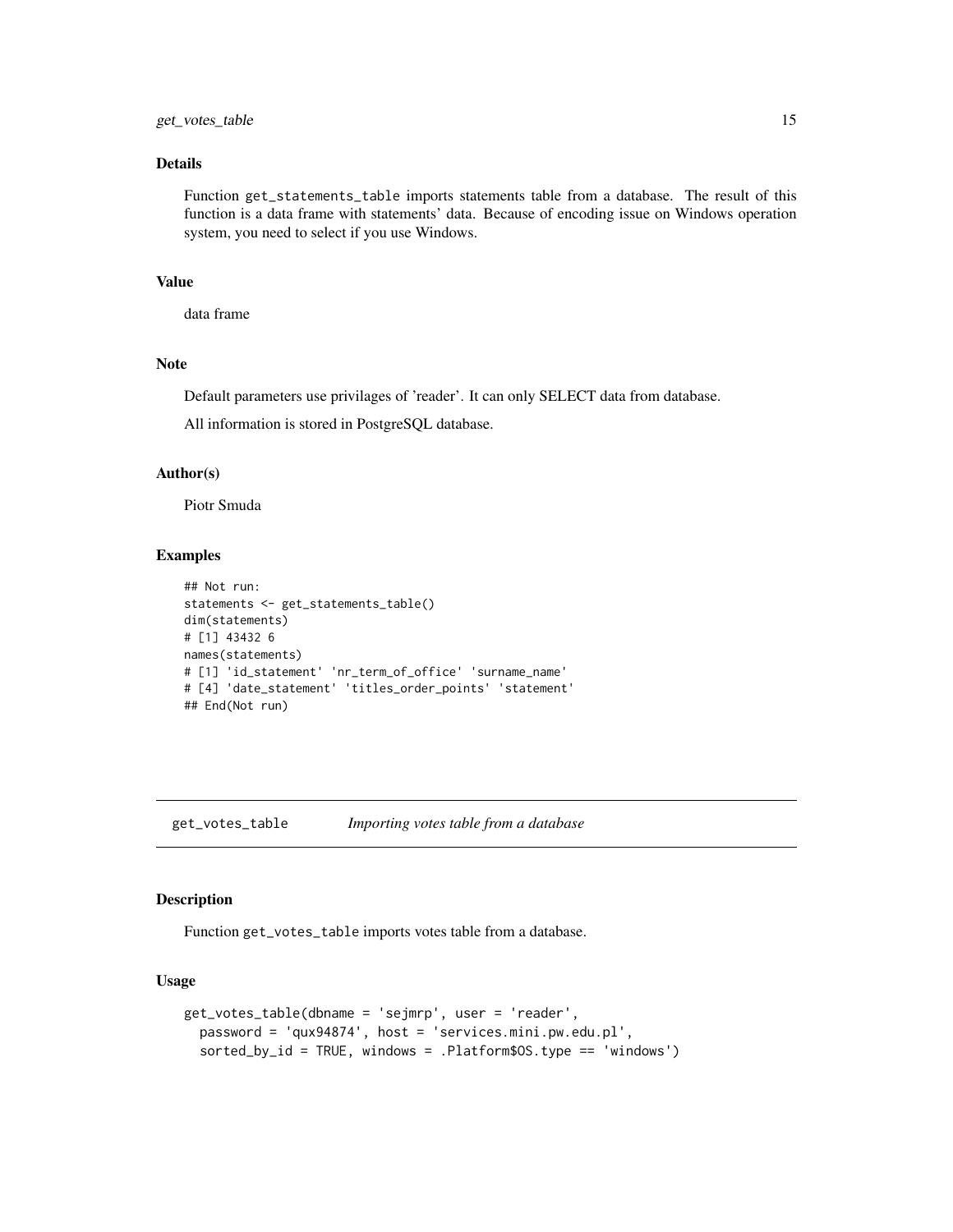### Details

Function `get_statements_table` imports statements table from a database. The result of this function is a data frame with statements' data. Because of encoding issue on Windows operation system, you need to select if you use Windows.

### Value

data frame

### Note

Default parameters use privilages of 'reader'. It can only SELECT data from database.

All information is stored in PostgreSQL database.

### Author(s)

Piotr Smuda

### Examples

```
## Not run:
statements <- get_statements_table()
dim(statements)
# [1] 43432 6
names(statements)
# [1] 'id_statement' 'nr_term_of_office' 'surname_name'
# [4] 'date_statement' 'titles_order_points' 'statement'
## End(Not run)
```

---

## get_votes_table *Importing votes table from a database*

### Description

Function `get_votes_table` imports votes table from a database.

### Usage

```
get_votes_table(dbname = 'sejmrp', user = 'reader',
  password = 'qux94874', host = 'services.mini.pw.edu.pl',
  sorted_by_id = TRUE, windows = .Platform$OS.type == 'windows')
```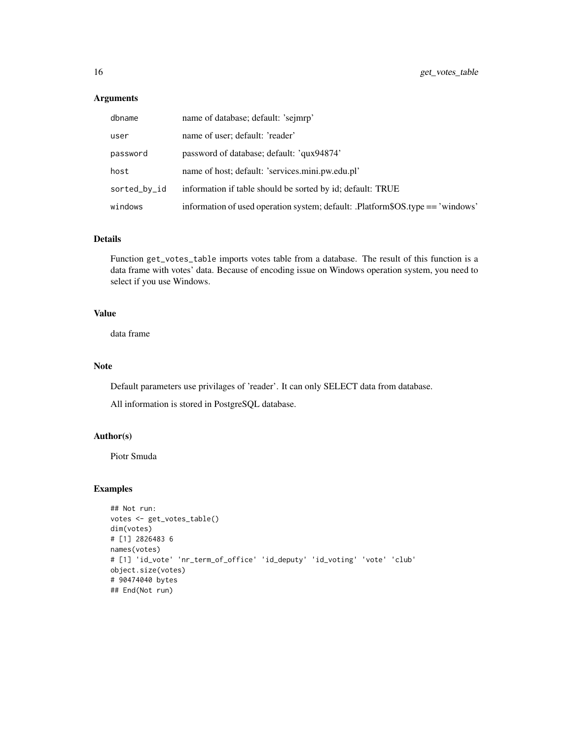### Arguments

| | |
|---|---|
| dbname | name of database; default: 'sejmrp' |
| user | name of user; default: 'reader' |
| password | password of database; default: 'qux94874' |
| host | name of host; default: 'services.mini.pw.edu.pl' |
| sorted_by_id | information if table should be sorted by id; default: TRUE |
| windows | information of used operation system; default: .Platform$OS.type == 'windows' |

### Details

Function get_votes_table imports votes table from a database. The result of this function is a data frame with votes' data. Because of encoding issue on Windows operation system, you need to select if you use Windows.

### Value

data frame

### Note

Default parameters use privilages of 'reader'. It can only SELECT data from database.

All information is stored in PostgreSQL database.

### Author(s)

Piotr Smuda

### Examples

```
## Not run:
votes <- get_votes_table()
dim(votes)
# [1] 2826483 6
names(votes)
# [1] 'id_vote' 'nr_term_of_office' 'id_deputy' 'id_voting' 'vote' 'club'
object.size(votes)
# 90474040 bytes
## End(Not run)
```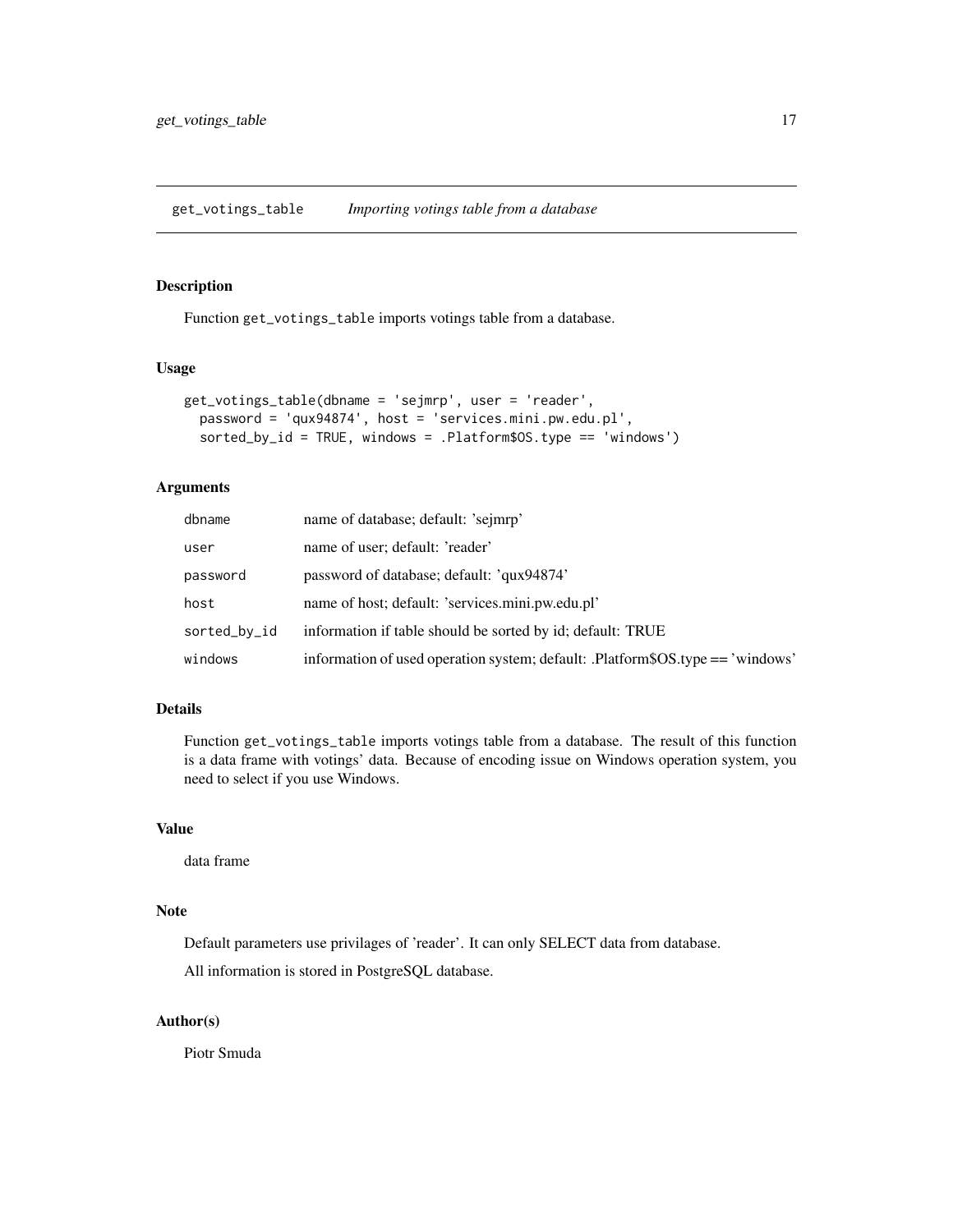## get_votings_table *Importing votings table from a database*

### Description

Function `get_votings_table` imports votings table from a database.

### Usage

```
get_votings_table(dbname = 'sejmrp', user = 'reader',
  password = 'qux94874', host = 'services.mini.pw.edu.pl',
  sorted_by_id = TRUE, windows = .Platform$OS.type == 'windows')
```

### Arguments

| | |
|---|---|
| `dbname` | name of database; default: 'sejmrp' |
| `user` | name of user; default: 'reader' |
| `password` | password of database; default: 'qux94874' |
| `host` | name of host; default: 'services.mini.pw.edu.pl' |
| `sorted_by_id` | information if table should be sorted by id; default: TRUE |
| `windows` | information of used operation system; default: .Platform$OS.type == 'windows' |

### Details

Function `get_votings_table` imports votings table from a database. The result of this function is a data frame with votings' data. Because of encoding issue on Windows operation system, you need to select if you use Windows.

### Value

data frame

### Note

Default parameters use privilages of 'reader'. It can only SELECT data from database.

All information is stored in PostgreSQL database.

### Author(s)

Piotr Smuda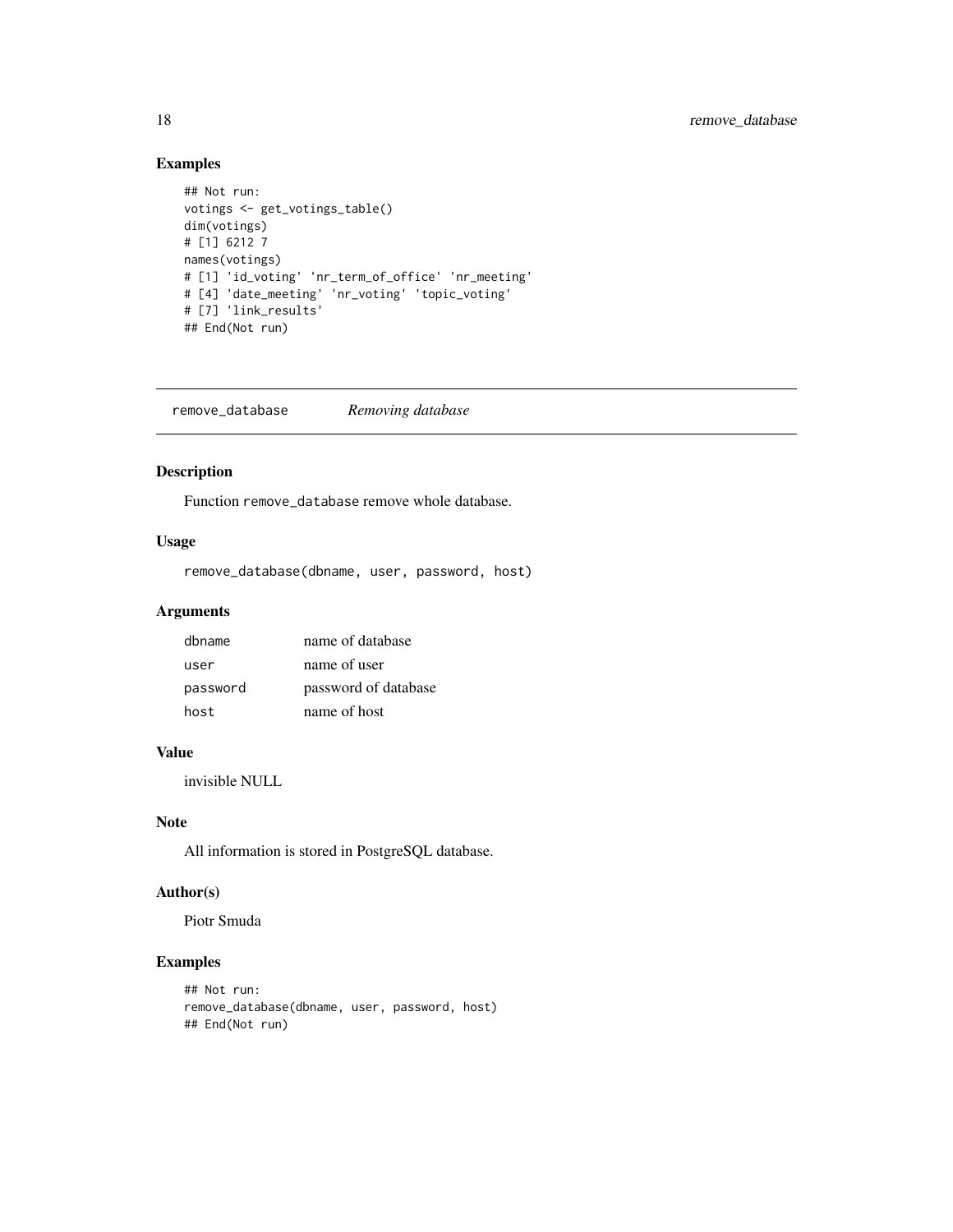### Examples

```
## Not run:
votings <- get_votings_table()
dim(votings)
# [1] 6212 7
names(votings)
# [1] 'id_voting' 'nr_term_of_office' 'nr_meeting'
# [4] 'date_meeting' 'nr_voting' 'topic_voting'
# [7] 'link_results'
## End(Not run)
```

---

## remove_database *Removing database*

### Description

Function remove_database remove whole database.

### Usage

```
remove_database(dbname, user, password, host)
```

### Arguments

| | |
|---|---|
| dbname | name of database |
| user | name of user |
| password | password of database |
| host | name of host |

### Value

invisible NULL

### Note

All information is stored in PostgreSQL database.

### Author(s)

Piotr Smuda

### Examples

```
## Not run:
remove_database(dbname, user, password, host)
## End(Not run)
```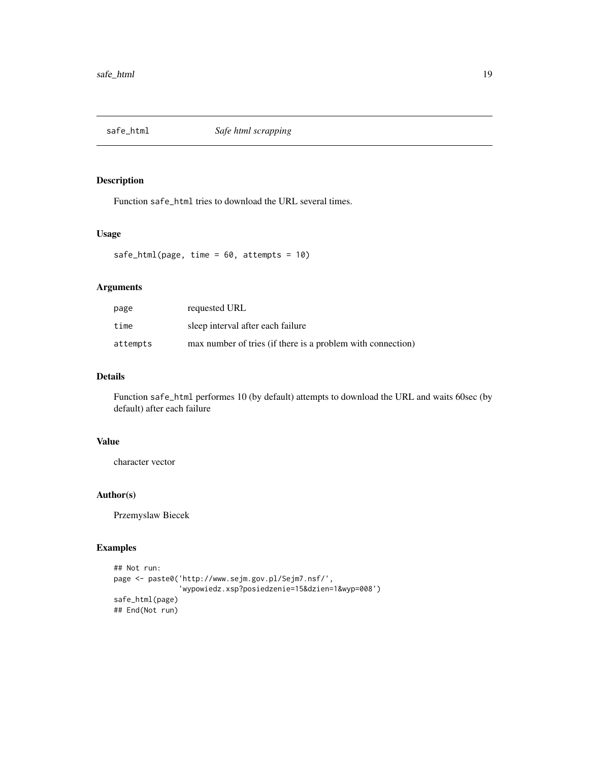# safe_html — *Safe html scrapping*

## Description

Function safe_html tries to download the URL several times.

## Usage

```
safe_html(page, time = 60, attempts = 10)
```

## Arguments

| | |
|---|---|
| page | requested URL |
| time | sleep interval after each failure |
| attempts | max number of tries (if there is a problem with connection) |

## Details

Function safe_html performes 10 (by default) attempts to download the URL and waits 60sec (by default) after each failure

## Value

character vector

## Author(s)

Przemyslaw Biecek

## Examples

```
## Not run:
page <- paste0('http://www.sejm.gov.pl/Sejm7.nsf/',
               'wypowiedz.xsp?posiedzenie=15&dzien=1&wyp=008')
safe_html(page)
## End(Not run)
```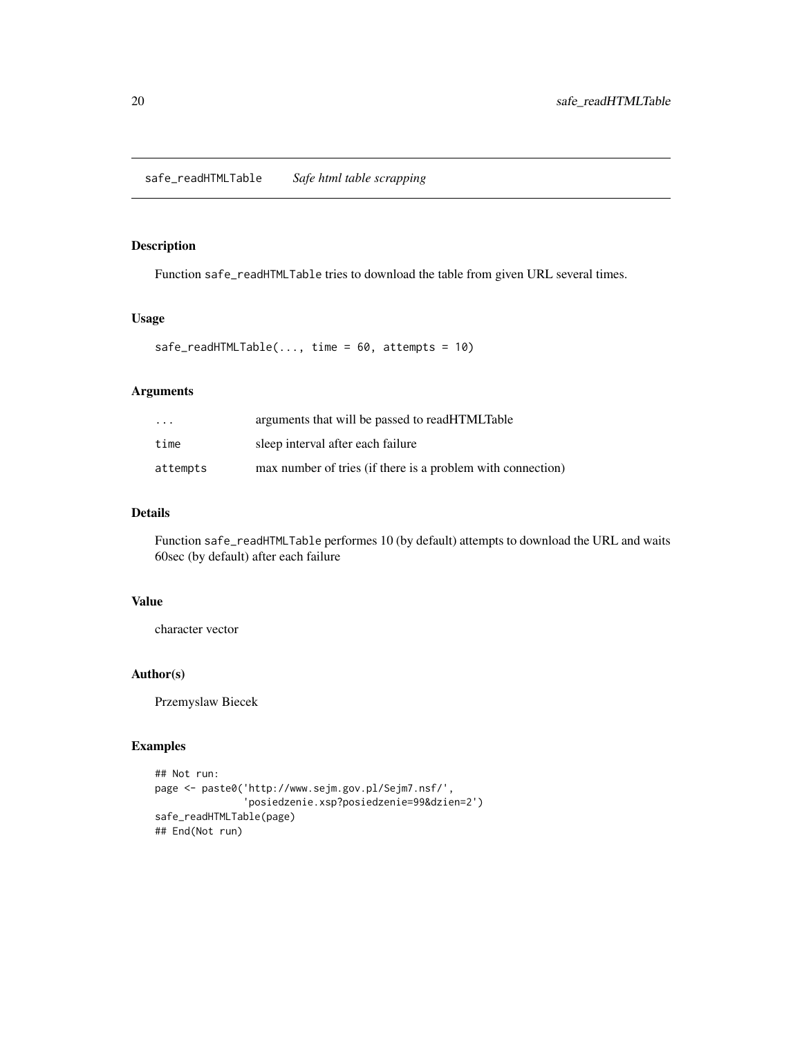## safe_readHTMLTable *Safe html table scrapping*

### Description

Function `safe_readHTMLTable` tries to download the table from given URL several times.

### Usage

```
safe_readHTMLTable(..., time = 60, attempts = 10)
```

### Arguments

| | |
|---|---|
| `...` | arguments that will be passed to readHTMLTable |
| `time` | sleep interval after each failure |
| `attempts` | max number of tries (if there is a problem with connection) |

### Details

Function `safe_readHTMLTable` performes 10 (by default) attempts to download the URL and waits 60sec (by default) after each failure

### Value

character vector

### Author(s)

Przemyslaw Biecek

### Examples

```
## Not run:
page <- paste0('http://www.sejm.gov.pl/Sejm7.nsf/',
               'posiedzenie.xsp?posiedzenie=99&dzien=2')
safe_readHTMLTable(page)
## End(Not run)
```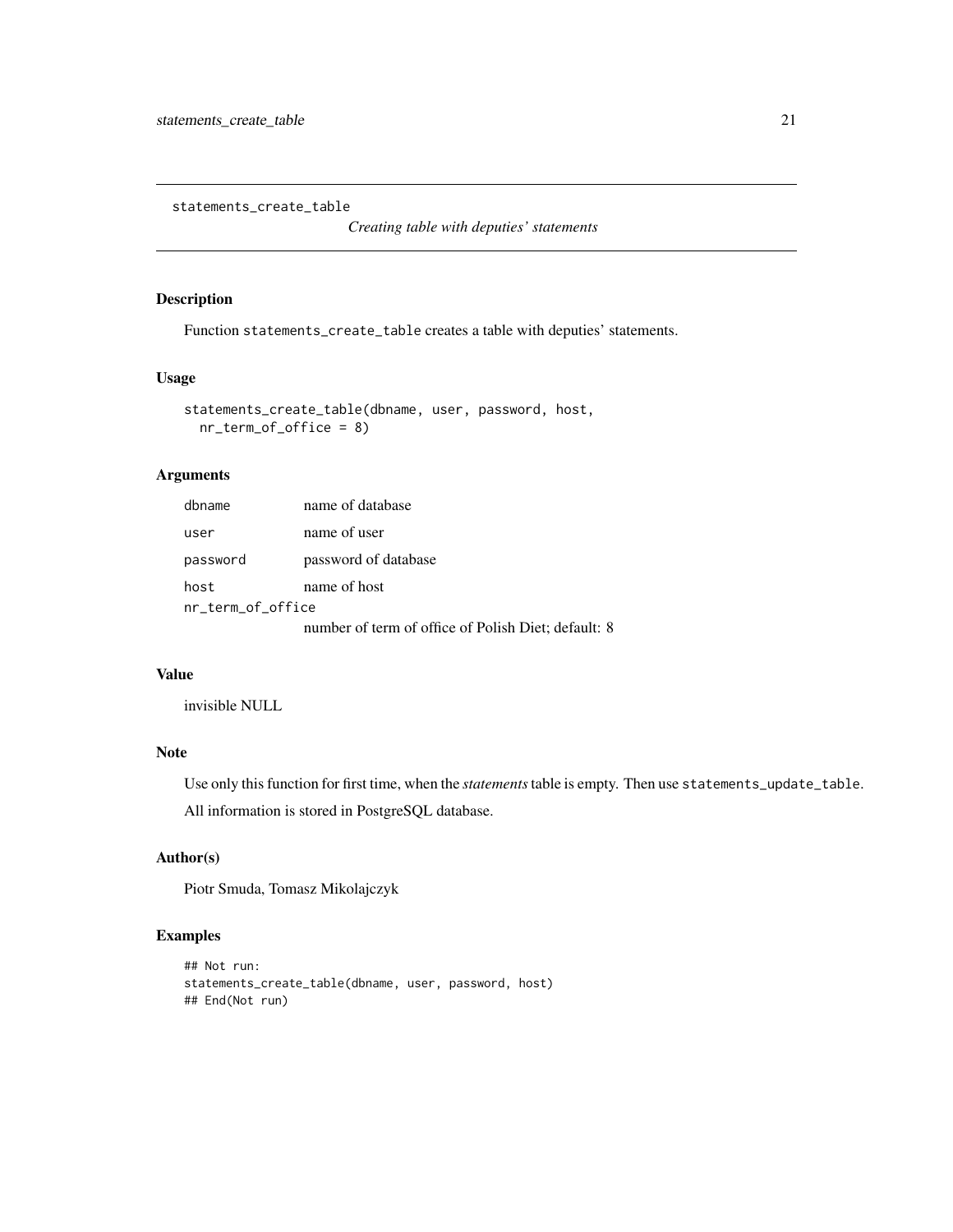# statements_create_table — *Creating table with deputies' statements*

## Description

Function `statements_create_table` creates a table with deputies' statements.

## Usage

```
statements_create_table(dbname, user, password, host,
  nr_term_of_office = 8)
```

## Arguments

| Argument | Description |
| --- | --- |
| dbname | name of database |
| user | name of user |
| password | password of database |
| host | name of host |
| nr_term_of_office | number of term of office of Polish Diet; default: 8 |

## Value

invisible NULL

## Note

Use only this function for first time, when the *statements* table is empty. Then use `statements_update_table`.

All information is stored in PostgreSQL database.

## Author(s)

Piotr Smuda, Tomasz Mikolajczyk

## Examples

```
## Not run:
statements_create_table(dbname, user, password, host)
## End(Not run)
```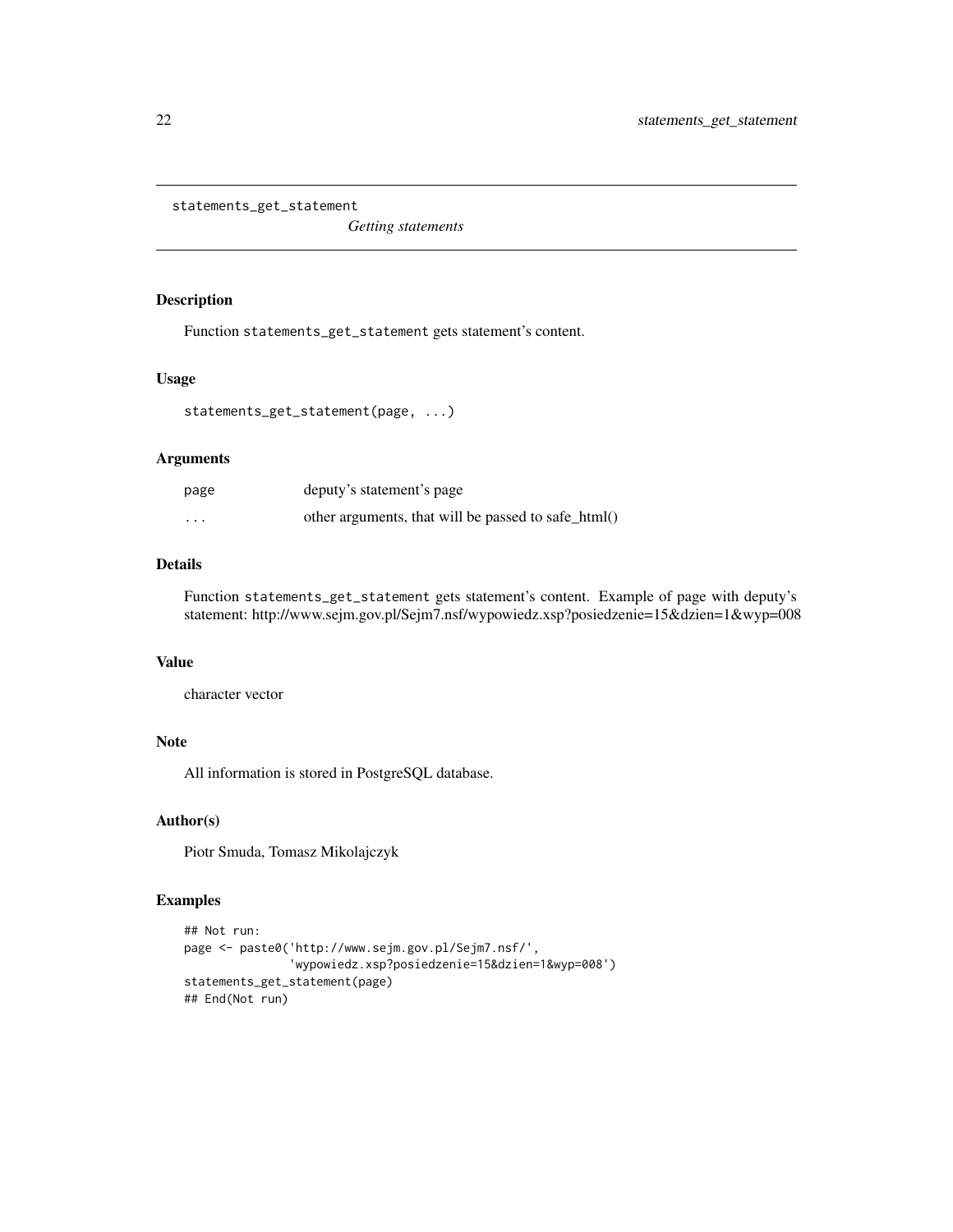`statements_get_statement` *Getting statements*

### Description

Function `statements_get_statement` gets statement's content.

### Usage

```
statements_get_statement(page, ...)
```

### Arguments

| | |
|---|---|
| `page` | deputy's statement's page |
| `...` | other arguments, that will be passed to safe_html() |

### Details

Function `statements_get_statement` gets statement's content. Example of page with deputy's statement: http://www.sejm.gov.pl/Sejm7.nsf/wypowiedz.xsp?posiedzenie=15&dzien=1&wyp=008

### Value

character vector

### Note

All information is stored in PostgreSQL database.

### Author(s)

Piotr Smuda, Tomasz Mikolajczyk

### Examples

```
## Not run:
page <- paste0('http://www.sejm.gov.pl/Sejm7.nsf/',
               'wypowiedz.xsp?posiedzenie=15&dzien=1&wyp=008')
statements_get_statement(page)
## End(Not run)
```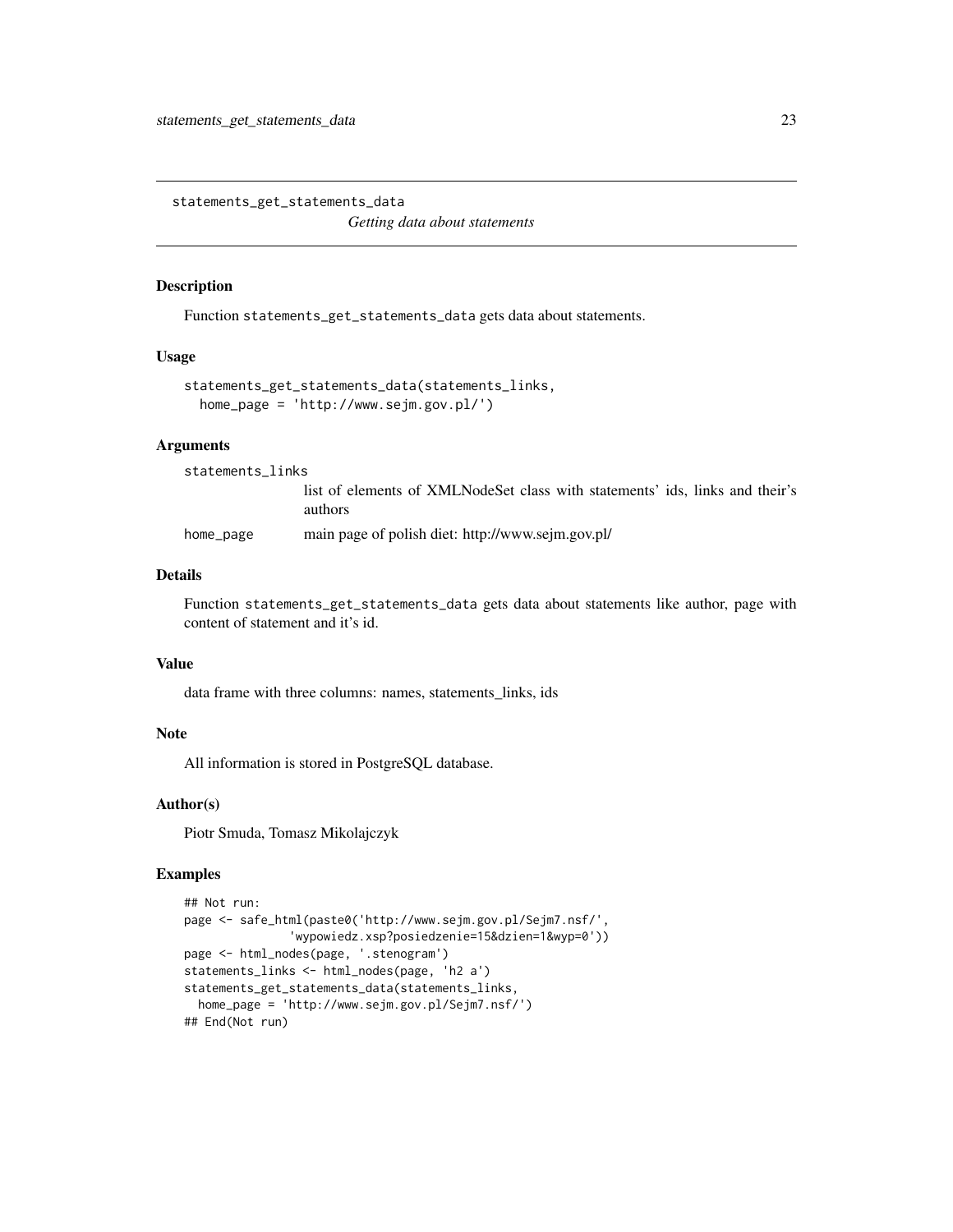# statements_get_statements_data

*Getting data about statements*

## Description

Function `statements_get_statements_data` gets data about statements.

## Usage

```
statements_get_statements_data(statements_links,
  home_page = 'http://www.sejm.gov.pl/')
```

## Arguments

| | |
|---|---|
| `statements_links` | list of elements of XMLNodeSet class with statements' ids, links and their's authors |
| `home_page` | main page of polish diet: http://www.sejm.gov.pl/ |

## Details

Function `statements_get_statements_data` gets data about statements like author, page with content of statement and it's id.

## Value

data frame with three columns: names, statements_links, ids

## Note

All information is stored in PostgreSQL database.

## Author(s)

Piotr Smuda, Tomasz Mikolajczyk

## Examples

```
## Not run:
page <- safe_html(paste0('http://www.sejm.gov.pl/Sejm7.nsf/',
              'wypowiedz.xsp?posiedzenie=15&dzien=1&wyp=0'))
page <- html_nodes(page, '.stenogram')
statements_links <- html_nodes(page, 'h2 a')
statements_get_statements_data(statements_links,
  home_page = 'http://www.sejm.gov.pl/Sejm7.nsf/')
## End(Not run)
```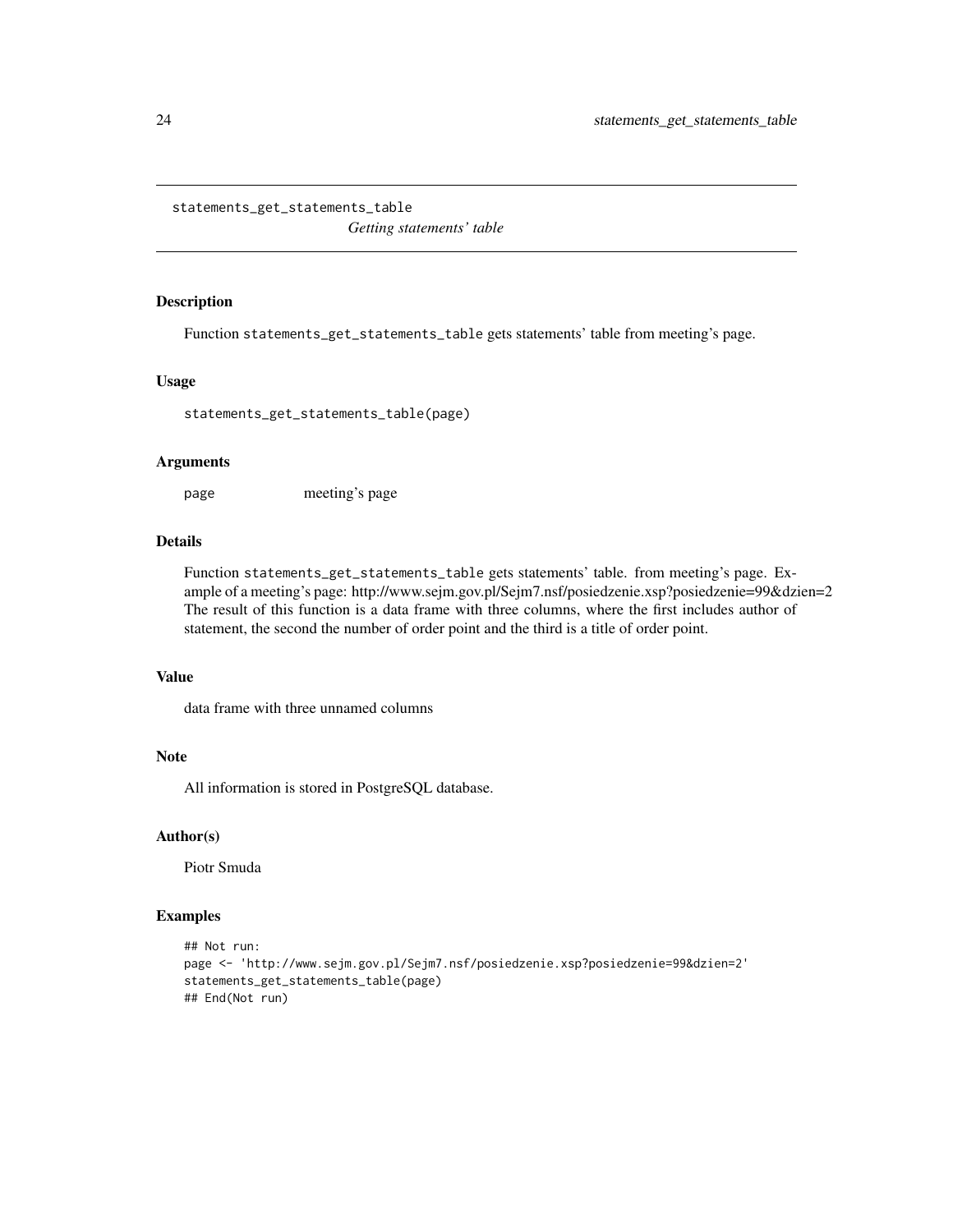statements_get_statements_table    *Getting statements' table*

## Description

Function statements_get_statements_table gets statements' table from meeting's page.

## Usage

```
statements_get_statements_table(page)
```

## Arguments

page    meeting's page

## Details

Function statements_get_statements_table gets statements' table. from meeting's page. Example of a meeting's page: http://www.sejm.gov.pl/Sejm7.nsf/posiedzenie.xsp?posiedzenie=99&dzien=2 The result of this function is a data frame with three columns, where the first includes author of statement, the second the number of order point and the third is a title of order point.

## Value

data frame with three unnamed columns

## Note

All information is stored in PostgreSQL database.

## Author(s)

Piotr Smuda

## Examples

```
## Not run:
page <- 'http://www.sejm.gov.pl/Sejm7.nsf/posiedzenie.xsp?posiedzenie=99&dzien=2'
statements_get_statements_table(page)
## End(Not run)
```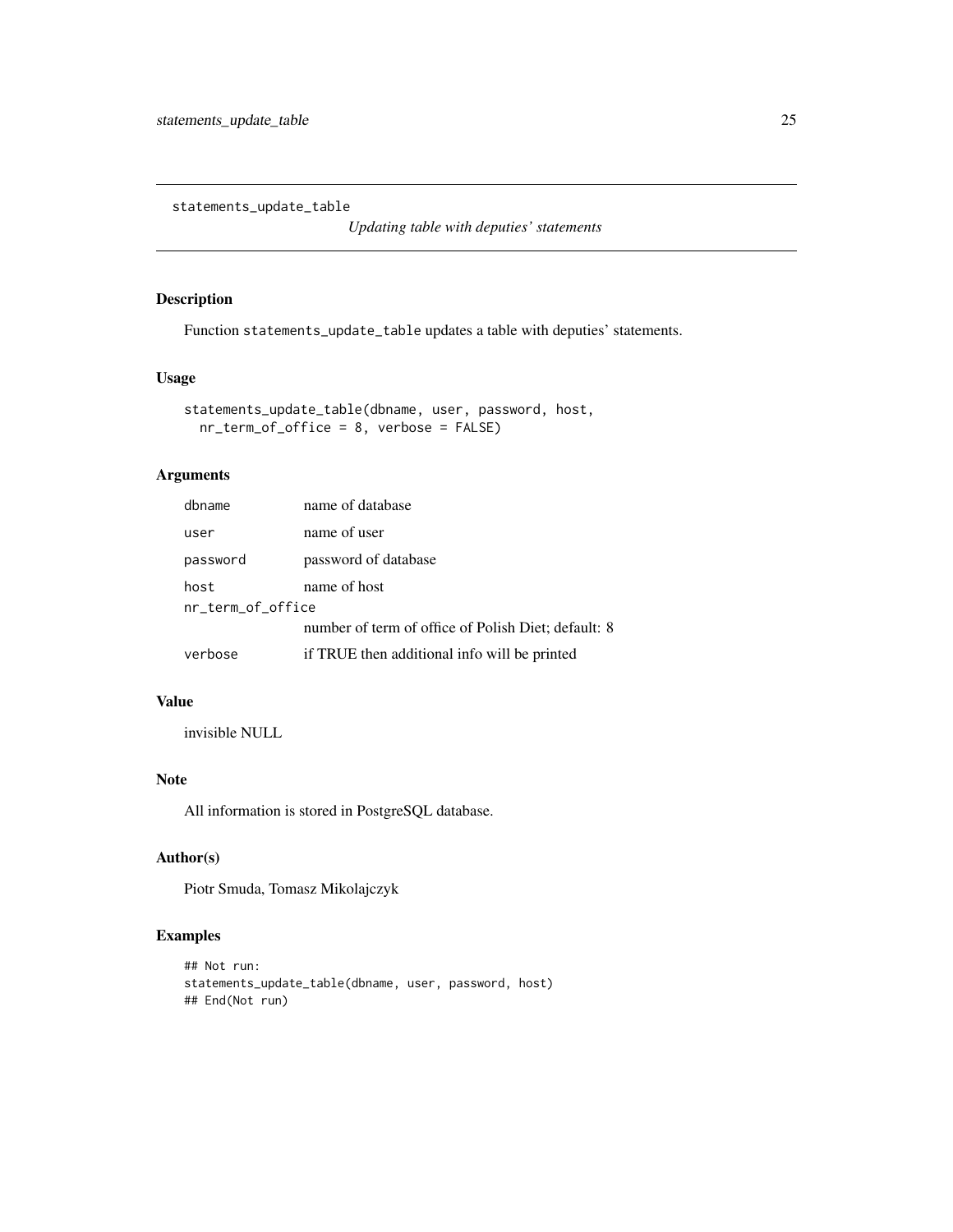statements_update_table

*Updating table with deputies' statements*

## Description

Function `statements_update_table` updates a table with deputies' statements.

## Usage

```
statements_update_table(dbname, user, password, host,
  nr_term_of_office = 8, verbose = FALSE)
```

## Arguments

| | |
|---|---|
| dbname | name of database |
| user | name of user |
| password | password of database |
| host | name of host |
| nr_term_of_office | number of term of office of Polish Diet; default: 8 |
| verbose | if TRUE then additional info will be printed |

## Value

invisible NULL

## Note

All information is stored in PostgreSQL database.

## Author(s)

Piotr Smuda, Tomasz Mikolajczyk

## Examples

```
## Not run:
statements_update_table(dbname, user, password, host)
## End(Not run)
```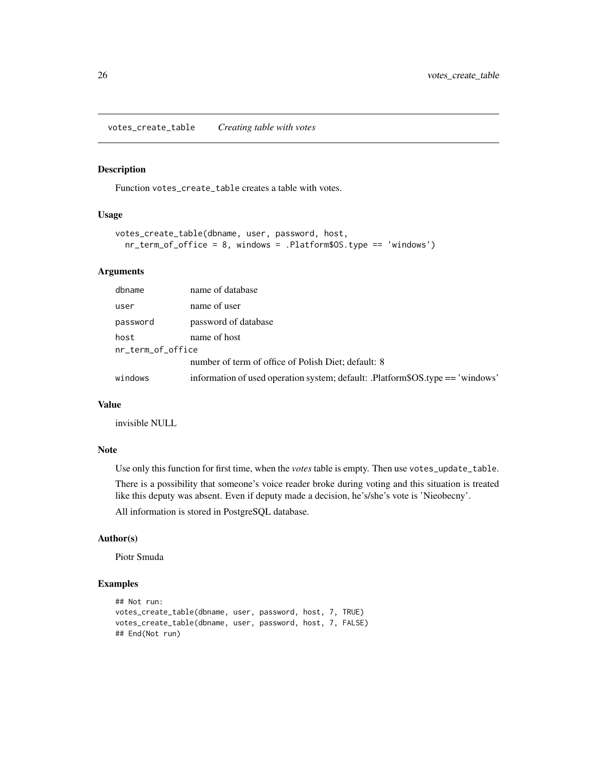# votes_create_table    *Creating table with votes*

## Description

Function votes_create_table creates a table with votes.

## Usage

```
votes_create_table(dbname, user, password, host,
  nr_term_of_office = 8, windows = .Platform$OS.type == 'windows')
```

## Arguments

| | |
|---|---|
| dbname | name of database |
| user | name of user |
| password | password of database |
| host | name of host |
| nr_term_of_office | number of term of office of Polish Diet; default: 8 |
| windows | information of used operation system; default: .Platform$OS.type == 'windows' |

## Value

invisible NULL

## Note

Use only this function for first time, when the *votes* table is empty. Then use votes_update_table.

There is a possibility that someone's voice reader broke during voting and this situation is treated like this deputy was absent. Even if deputy made a decision, he's/she's vote is 'Nieobecny'.

All information is stored in PostgreSQL database.

## Author(s)

Piotr Smuda

## Examples

```
## Not run:
votes_create_table(dbname, user, password, host, 7, TRUE)
votes_create_table(dbname, user, password, host, 7, FALSE)
## End(Not run)
```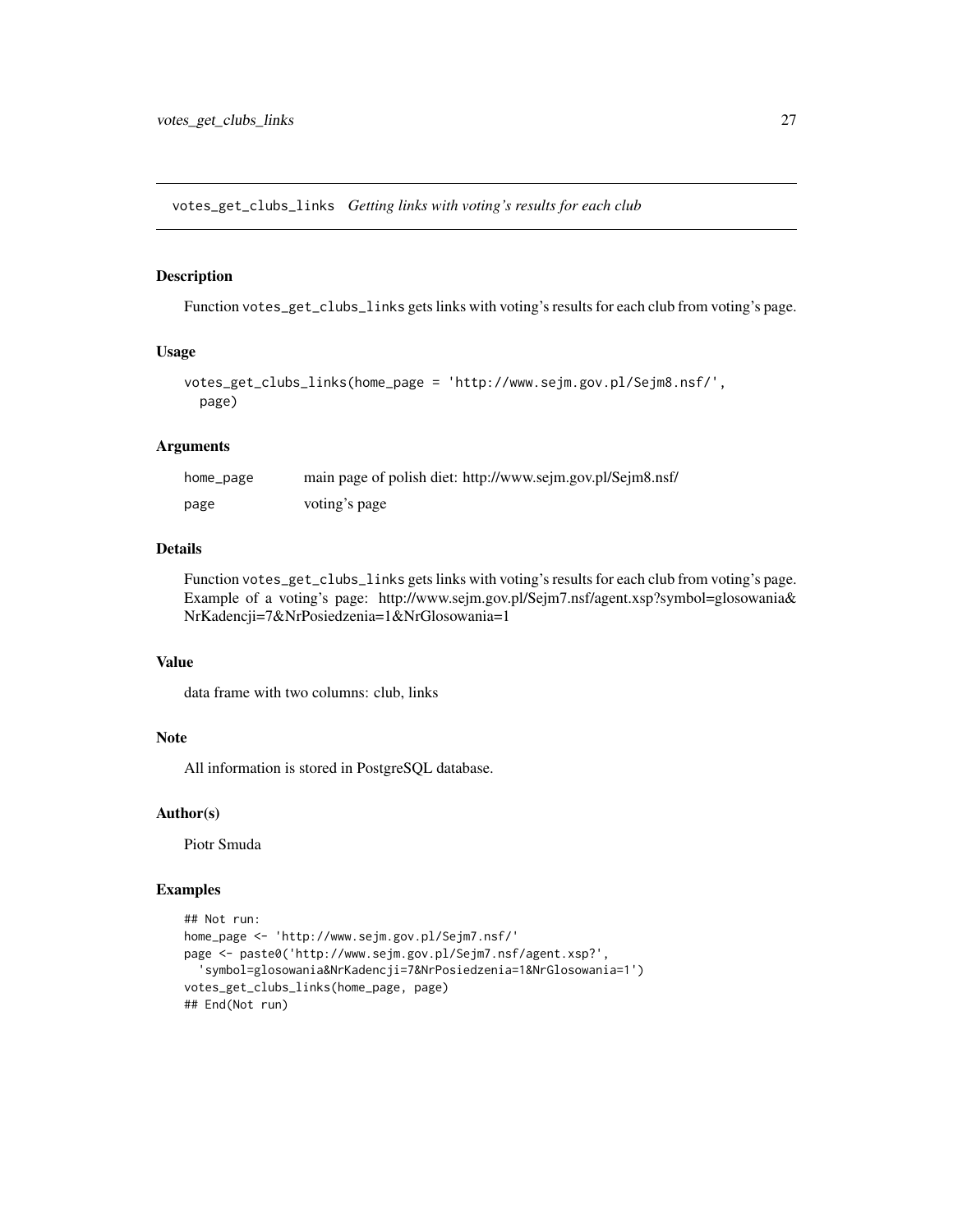votes_get_clubs_links *Getting links with voting's results for each club*

## Description

Function votes_get_clubs_links gets links with voting's results for each club from voting's page.

## Usage

```
votes_get_clubs_links(home_page = 'http://www.sejm.gov.pl/Sejm8.nsf/',
  page)
```

## Arguments

| | |
|---|---|
| home_page | main page of polish diet: http://www.sejm.gov.pl/Sejm8.nsf/ |
| page | voting's page |

## Details

Function votes_get_clubs_links gets links with voting's results for each club from voting's page. Example of a voting's page: http://www.sejm.gov.pl/Sejm7.nsf/agent.xsp?symbol=glosowania&NrKadencji=7&NrPosiedzenia=1&NrGlosowania=1

## Value

data frame with two columns: club, links

## Note

All information is stored in PostgreSQL database.

## Author(s)

Piotr Smuda

## Examples

```
## Not run:
home_page <- 'http://www.sejm.gov.pl/Sejm7.nsf/'
page <- paste0('http://www.sejm.gov.pl/Sejm7.nsf/agent.xsp?',
  'symbol=glosowania&NrKadencji=7&NrPosiedzenia=1&NrGlosowania=1')
votes_get_clubs_links(home_page, page)
## End(Not run)
```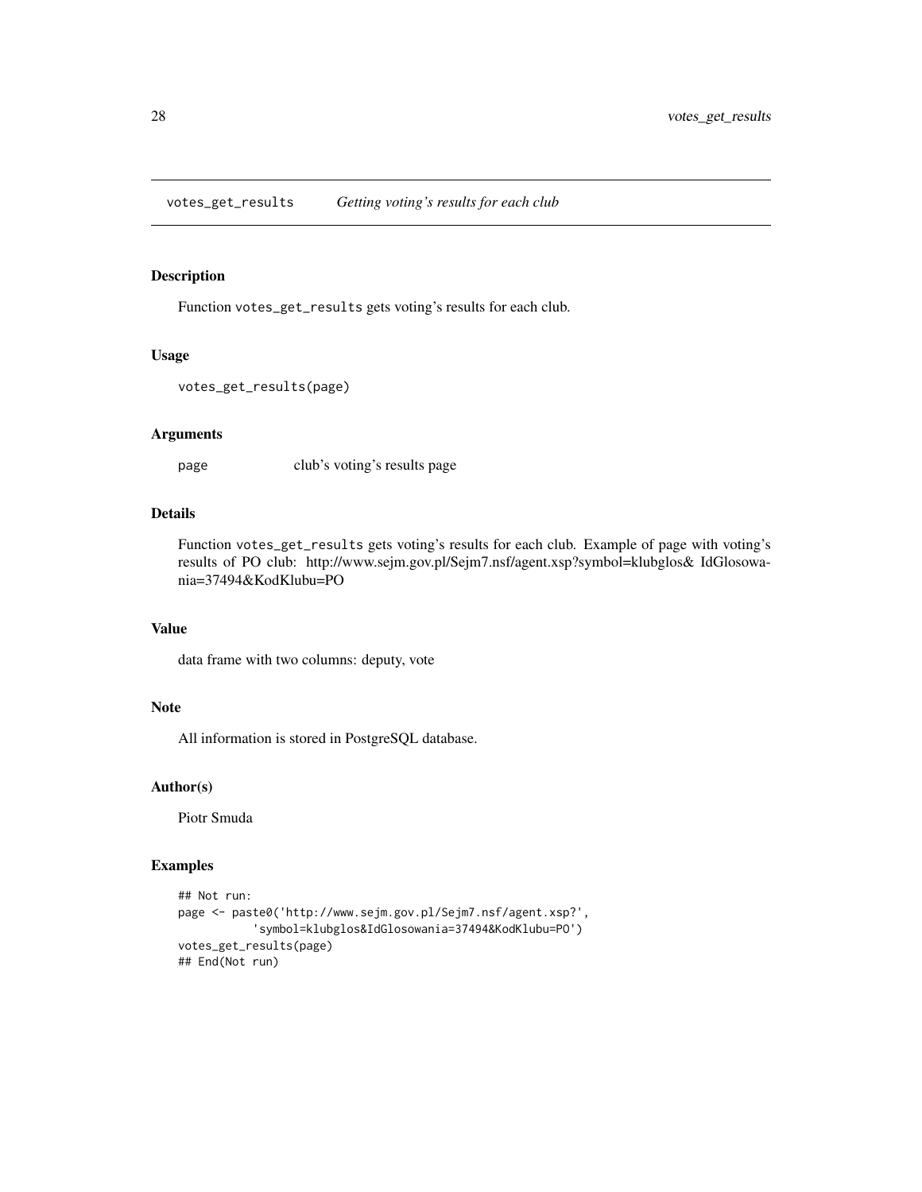votes_get_results *Getting voting's results for each club*

## Description

Function votes_get_results gets voting's results for each club.

## Usage

```
votes_get_results(page)
```

## Arguments

| | |
|---|---|
| page | club's voting's results page |

## Details

Function votes_get_results gets voting's results for each club. Example of page with voting's results of PO club: http://www.sejm.gov.pl/Sejm7.nsf/agent.xsp?symbol=klubglos& IdGlosowania=37494&KodKlubu=PO

## Value

data frame with two columns: deputy, vote

## Note

All information is stored in PostgreSQL database.

## Author(s)

Piotr Smuda

## Examples

```
## Not run:
page <- paste0('http://www.sejm.gov.pl/Sejm7.nsf/agent.xsp?',
          'symbol=klubglos&IdGlosowania=37494&KodKlubu=PO')
votes_get_results(page)
## End(Not run)
```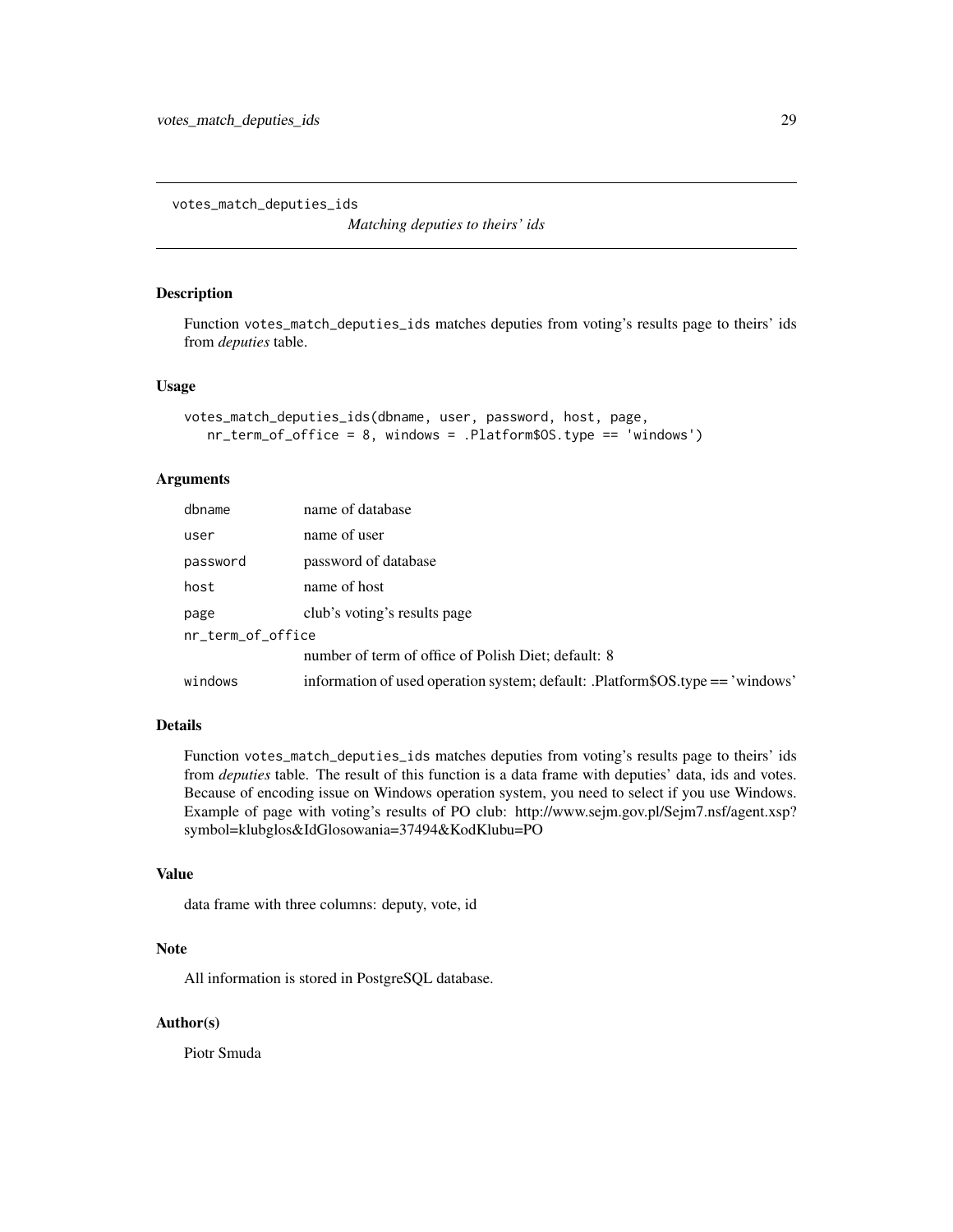votes_match_deputies_ids

*Matching deputies to theirs' ids*

### Description

Function votes_match_deputies_ids matches deputies from voting's results page to theirs' ids from *deputies* table.

### Usage

```
votes_match_deputies_ids(dbname, user, password, host, page,
   nr_term_of_office = 8, windows = .Platform$OS.type == 'windows')
```

### Arguments

| | |
|---|---|
| dbname | name of database |
| user | name of user |
| password | password of database |
| host | name of host |
| page | club's voting's results page |
| nr_term_of_office | number of term of office of Polish Diet; default: 8 |
| windows | information of used operation system; default: .Platform$OS.type == 'windows' |

### Details

Function votes_match_deputies_ids matches deputies from voting's results page to theirs' ids from *deputies* table. The result of this function is a data frame with deputies' data, ids and votes. Because of encoding issue on Windows operation system, you need to select if you use Windows. Example of page with voting's results of PO club: http://www.sejm.gov.pl/Sejm7.nsf/agent.xsp?symbol=klubglos&IdGlosowania=37494&KodKlubu=PO

### Value

data frame with three columns: deputy, vote, id

### Note

All information is stored in PostgreSQL database.

### Author(s)

Piotr Smuda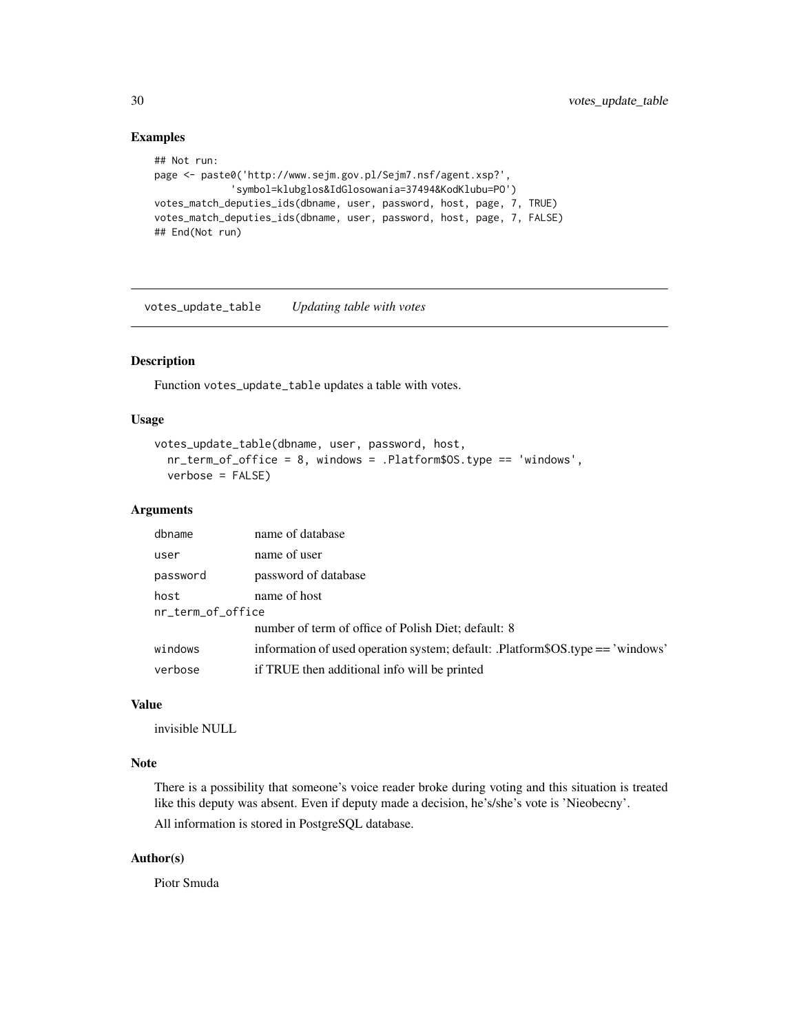### Examples

```
## Not run:
page <- paste0('http://www.sejm.gov.pl/Sejm7.nsf/agent.xsp?',
            'symbol=klubglos&IdGlosowania=37494&KodKlubu=PO')
votes_match_deputies_ids(dbname, user, password, host, page, 7, TRUE)
votes_match_deputies_ids(dbname, user, password, host, page, 7, FALSE)
## End(Not run)
```

---

## votes_update_table *Updating table with votes*

---

### Description

Function `votes_update_table` updates a table with votes.

### Usage

```
votes_update_table(dbname, user, password, host,
  nr_term_of_office = 8, windows = .Platform$OS.type == 'windows',
  verbose = FALSE)
```

### Arguments

| | |
|---|---|
| `dbname` | name of database |
| `user` | name of user |
| `password` | password of database |
| `host` | name of host |
| `nr_term_of_office` | number of term of office of Polish Diet; default: 8 |
| `windows` | information of used operation system; default: .Platform$OS.type == 'windows' |
| `verbose` | if TRUE then additional info will be printed |

### Value

invisible NULL

### Note

There is a possibility that someone's voice reader broke during voting and this situation is treated like this deputy was absent. Even if deputy made a decision, he's/she's vote is 'Nieobecny'.

All information is stored in PostgreSQL database.

### Author(s)

Piotr Smuda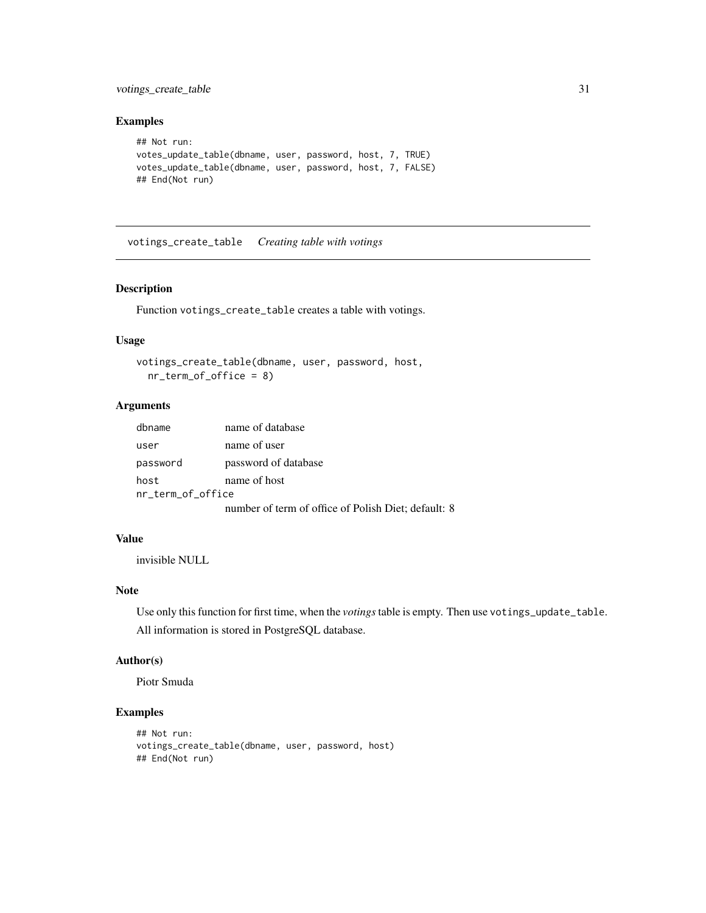## Examples

```
## Not run:
votes_update_table(dbname, user, password, host, 7, TRUE)
votes_update_table(dbname, user, password, host, 7, FALSE)
## End(Not run)
```

---

# votings_create_table *Creating table with votings*

---

### Description

Function votings_create_table creates a table with votings.

### Usage

```
votings_create_table(dbname, user, password, host,
  nr_term_of_office = 8)
```

### Arguments

| | |
|---|---|
| dbname | name of database |
| user | name of user |
| password | password of database |
| host | name of host |
| nr_term_of_office | number of term of office of Polish Diet; default: 8 |

### Value

invisible NULL

### Note

Use only this function for first time, when the *votings* table is empty. Then use votings_update_table.

All information is stored in PostgreSQL database.

### Author(s)

Piotr Smuda

### Examples

```
## Not run:
votings_create_table(dbname, user, password, host)
## End(Not run)
```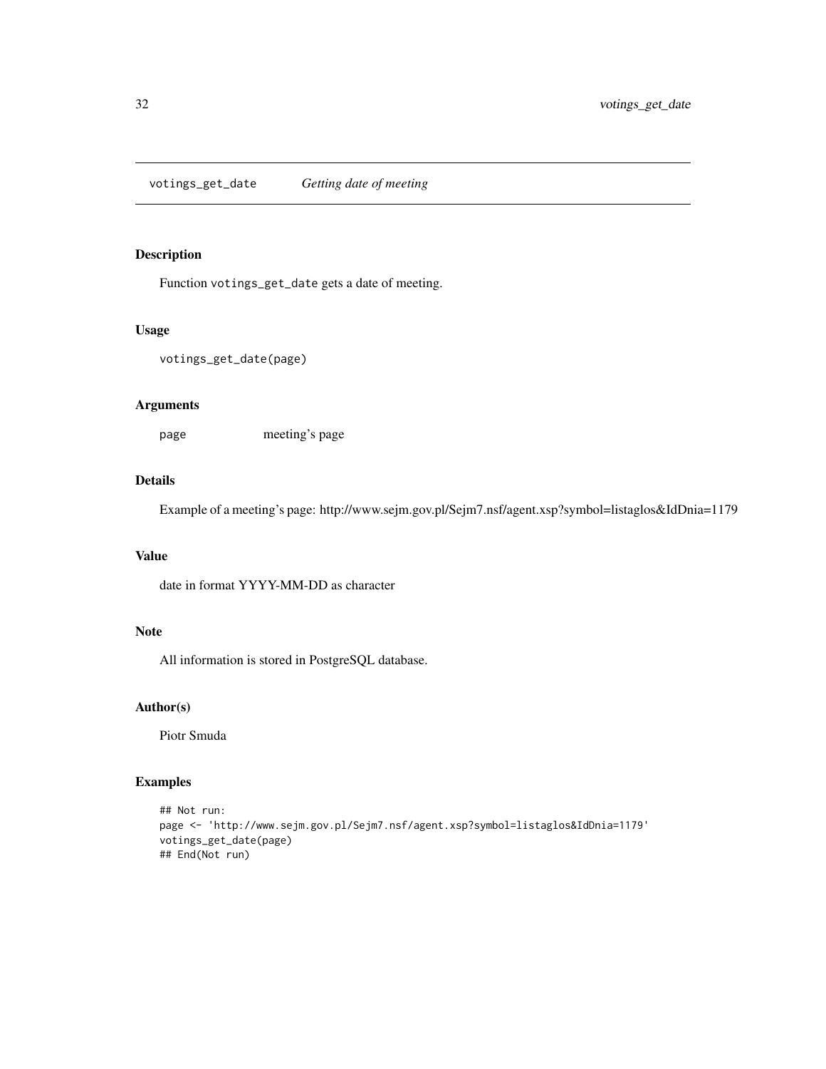# votings_get_date *Getting date of meeting*

## Description

Function votings_get_date gets a date of meeting.

## Usage

```
votings_get_date(page)
```

## Arguments

page meeting's page

## Details

Example of a meeting's page: http://www.sejm.gov.pl/Sejm7.nsf/agent.xsp?symbol=listaglos&IdDnia=1179

## Value

date in format YYYY-MM-DD as character

## Note

All information is stored in PostgreSQL database.

## Author(s)

Piotr Smuda

## Examples

```
## Not run:
page <- 'http://www.sejm.gov.pl/Sejm7.nsf/agent.xsp?symbol=listaglos&IdDnia=1179'
votings_get_date(page)
## End(Not run)
```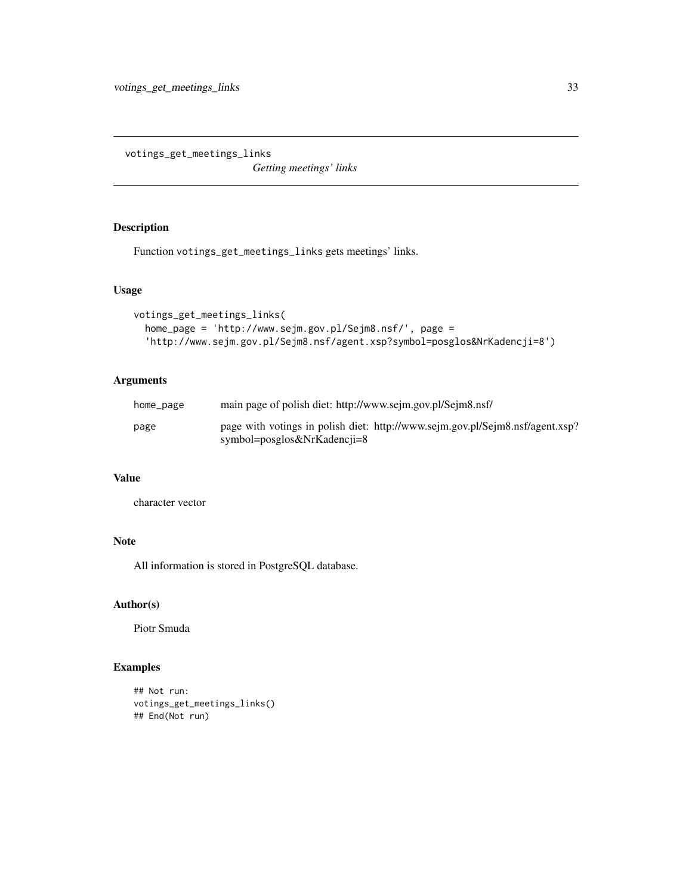# votings_get_meetings_links

*Getting meetings' links*

## Description

Function `votings_get_meetings_links` gets meetings' links.

## Usage

```
votings_get_meetings_links(
  home_page = 'http://www.sejm.gov.pl/Sejm8.nsf/', page =
  'http://www.sejm.gov.pl/Sejm8.nsf/agent.xsp?symbol=posglos&NrKadencji=8')
```

## Arguments

| | |
|---|---|
| home_page | main page of polish diet: http://www.sejm.gov.pl/Sejm8.nsf/ |
| page | page with votings in polish diet: http://www.sejm.gov.pl/Sejm8.nsf/agent.xsp?symbol=posglos&NrKadencji=8 |

## Value

character vector

## Note

All information is stored in PostgreSQL database.

## Author(s)

Piotr Smuda

## Examples

```
## Not run:
votings_get_meetings_links()
## End(Not run)
```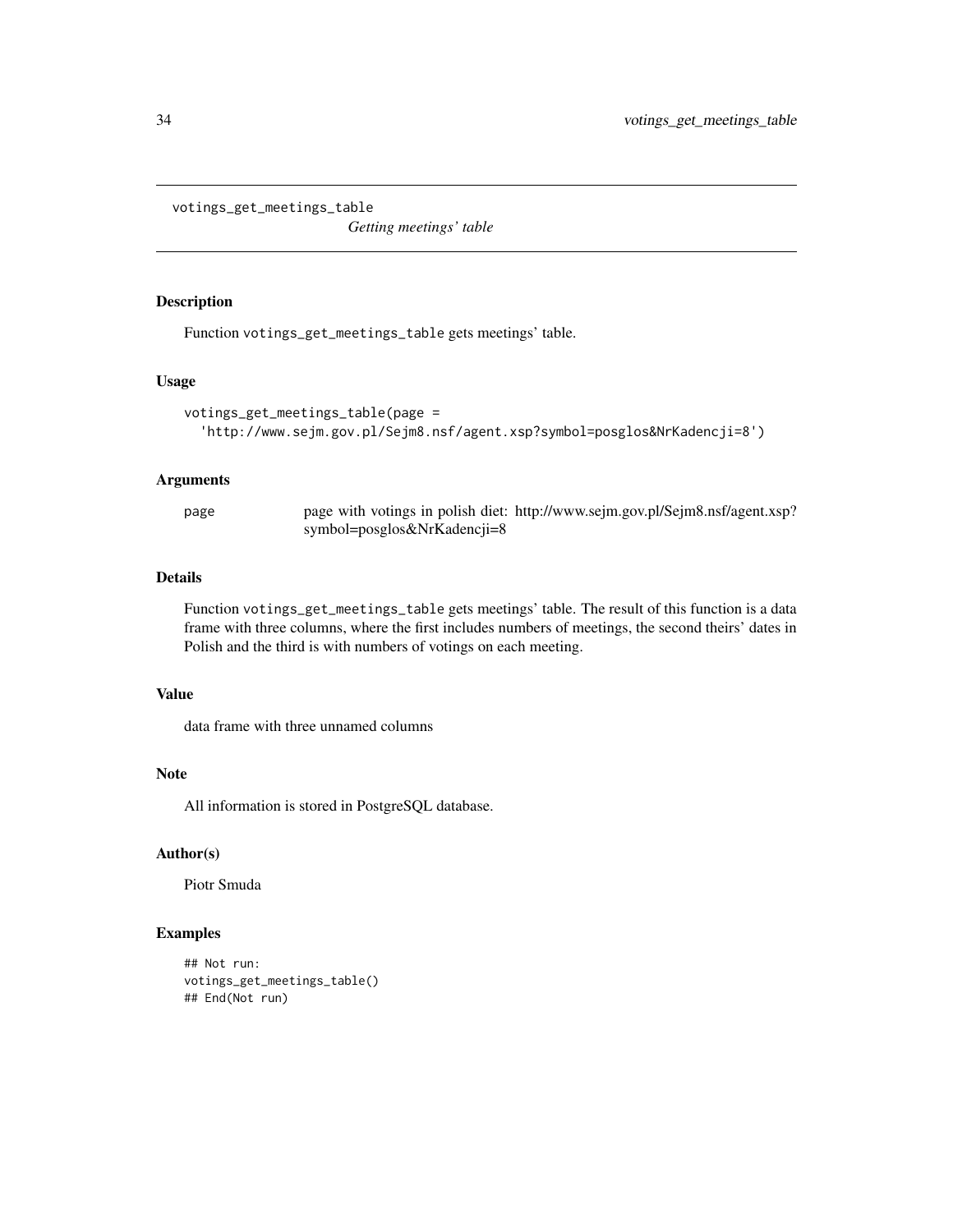votings_get_meetings_table
*Getting meetings' table*

## Description

Function `votings_get_meetings_table` gets meetings' table.

## Usage

```
votings_get_meetings_table(page =
  'http://www.sejm.gov.pl/Sejm8.nsf/agent.xsp?symbol=posglos&NrKadencji=8')
```

## Arguments

| | |
|---|---|
| page | page with votings in polish diet: http://www.sejm.gov.pl/Sejm8.nsf/agent.xsp?symbol=posglos&NrKadencji=8 |

## Details

Function `votings_get_meetings_table` gets meetings' table. The result of this function is a data frame with three columns, where the first includes numbers of meetings, the second theirs' dates in Polish and the third is with numbers of votings on each meeting.

## Value

data frame with three unnamed columns

## Note

All information is stored in PostgreSQL database.

## Author(s)

Piotr Smuda

## Examples

```
## Not run:
votings_get_meetings_table()
## End(Not run)
```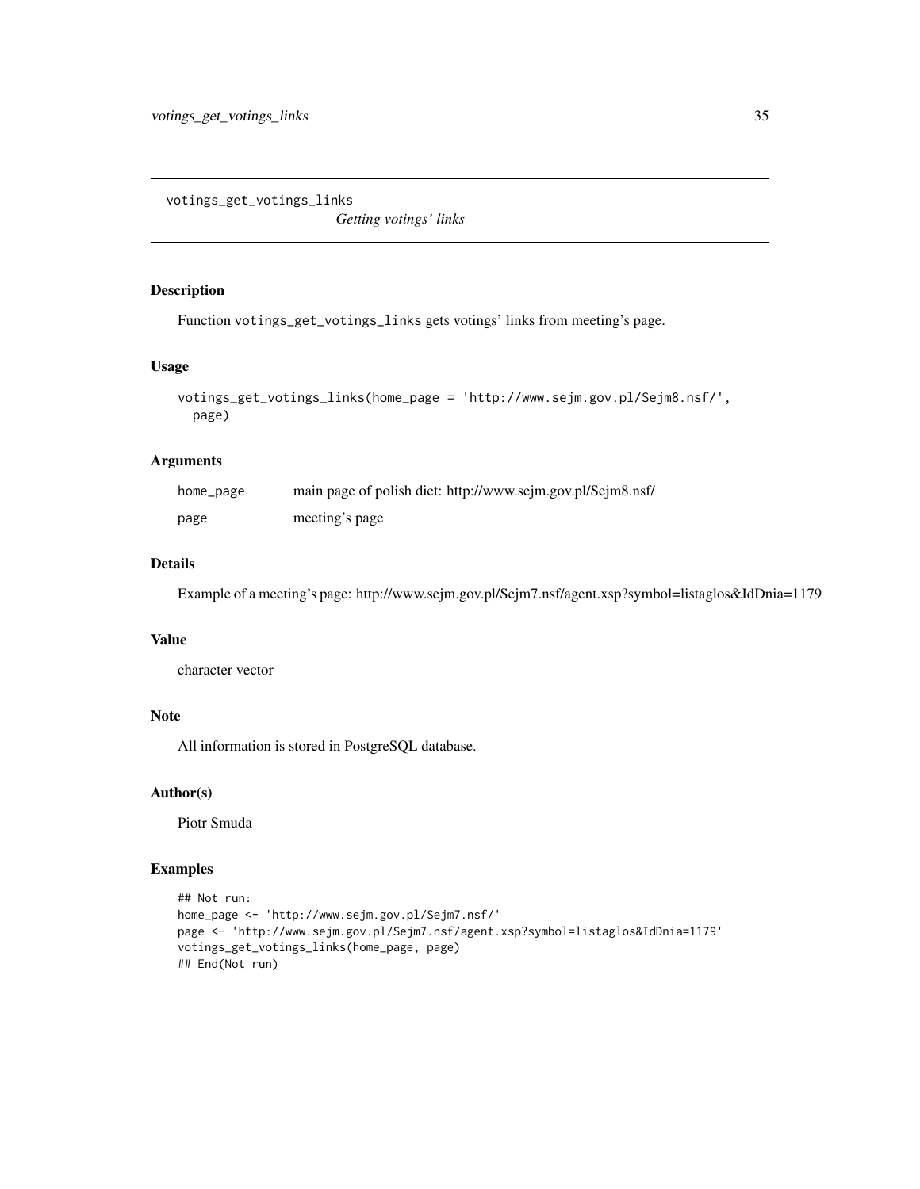# votings_get_votings_links

*Getting votings' links*

## Description

Function votings_get_votings_links gets votings' links from meeting's page.

## Usage

```
votings_get_votings_links(home_page = 'http://www.sejm.gov.pl/Sejm8.nsf/',
  page)
```

## Arguments

| | |
|---|---|
| home_page | main page of polish diet: http://www.sejm.gov.pl/Sejm8.nsf/ |
| page | meeting's page |

## Details

Example of a meeting's page: http://www.sejm.gov.pl/Sejm7.nsf/agent.xsp?symbol=listaglos&IdDnia=1179

## Value

character vector

## Note

All information is stored in PostgreSQL database.

## Author(s)

Piotr Smuda

## Examples

```
## Not run:
home_page <- 'http://www.sejm.gov.pl/Sejm7.nsf/'
page <- 'http://www.sejm.gov.pl/Sejm7.nsf/agent.xsp?symbol=listaglos&IdDnia=1179'
votings_get_votings_links(home_page, page)
## End(Not run)
```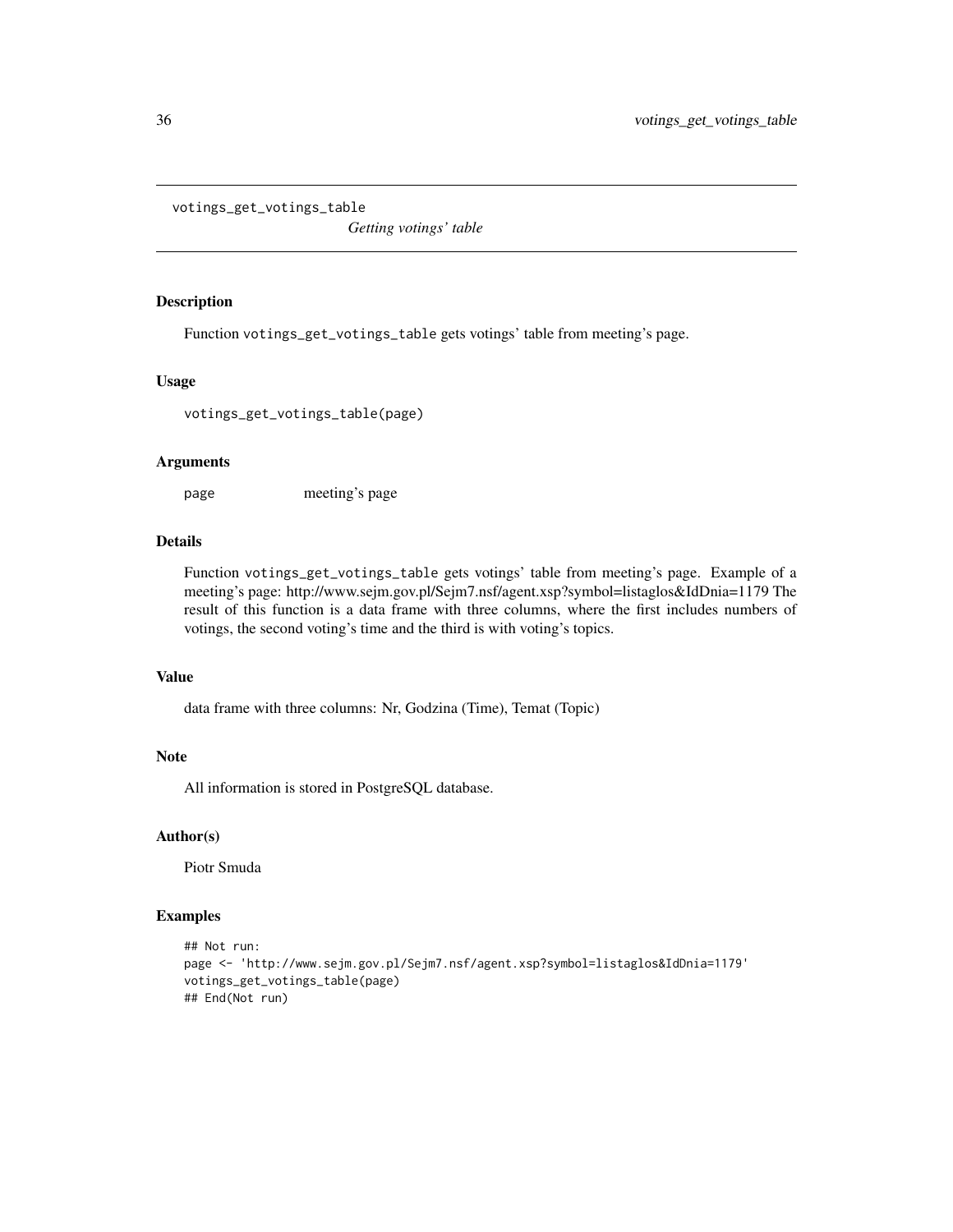`votings_get_votings_table`
*Getting votings' table*

## Description

Function `votings_get_votings_table` gets votings' table from meeting's page.

## Usage

```
votings_get_votings_table(page)
```

## Arguments

| | |
|---|---|
| `page` | meeting's page |

## Details

Function `votings_get_votings_table` gets votings' table from meeting's page. Example of a meeting's page: http://www.sejm.gov.pl/Sejm7.nsf/agent.xsp?symbol=listaglos&IdDnia=1179 The result of this function is a data frame with three columns, where the first includes numbers of votings, the second voting's time and the third is with voting's topics.

## Value

data frame with three columns: Nr, Godzina (Time), Temat (Topic)

## Note

All information is stored in PostgreSQL database.

## Author(s)

Piotr Smuda

## Examples

```
## Not run:
page <- 'http://www.sejm.gov.pl/Sejm7.nsf/agent.xsp?symbol=listaglos&IdDnia=1179'
votings_get_votings_table(page)
## End(Not run)
```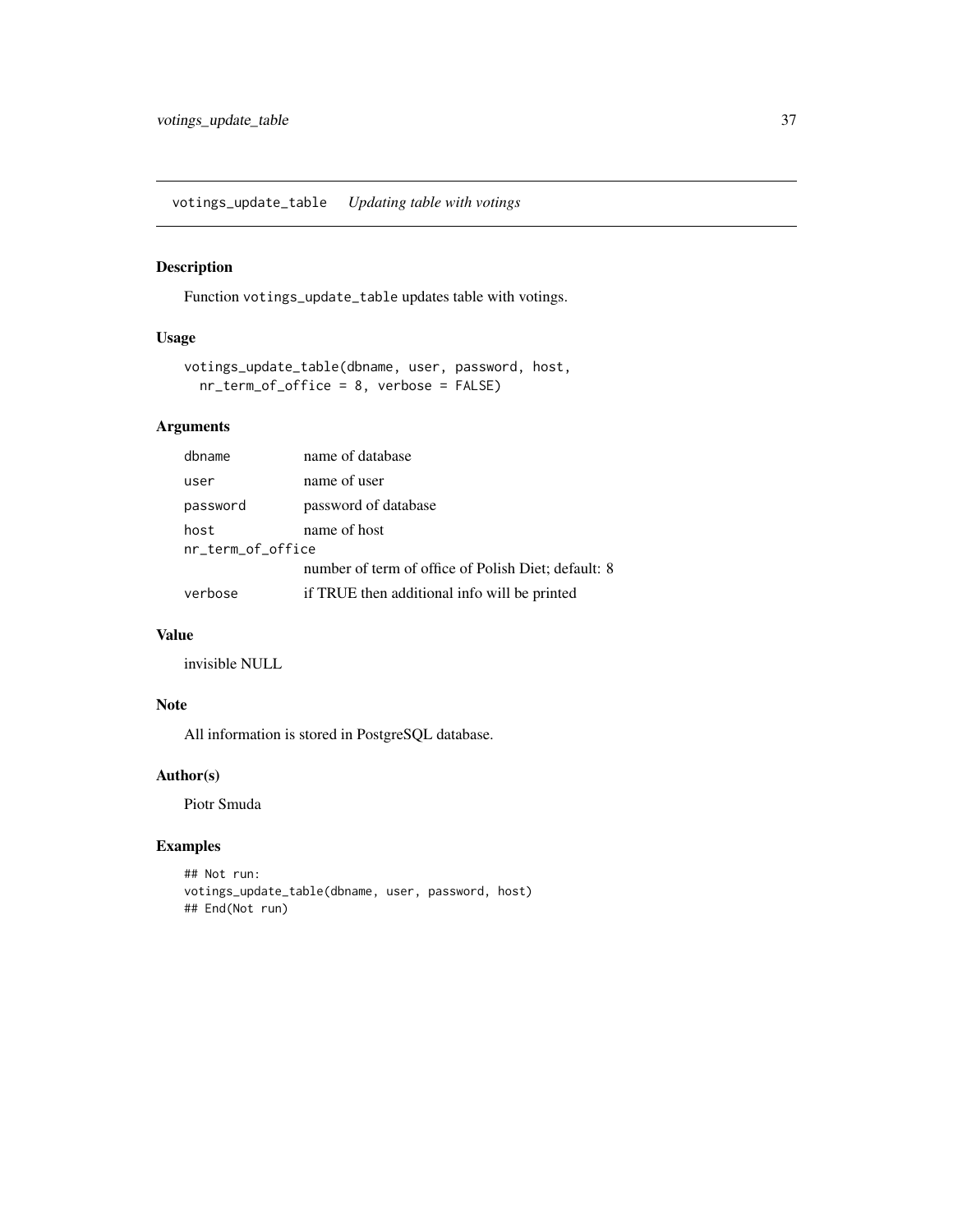## votings_update_table *Updating table with votings*

### Description

Function `votings_update_table` updates table with votings.

### Usage

```
votings_update_table(dbname, user, password, host,
  nr_term_of_office = 8, verbose = FALSE)
```

### Arguments

| | |
|---|---|
| `dbname` | name of database |
| `user` | name of user |
| `password` | password of database |
| `host` | name of host |
| `nr_term_of_office` | number of term of office of Polish Diet; default: 8 |
| `verbose` | if TRUE then additional info will be printed |

### Value

invisible NULL

### Note

All information is stored in PostgreSQL database.

### Author(s)

Piotr Smuda

### Examples

```
## Not run:
votings_update_table(dbname, user, password, host)
## End(Not run)
```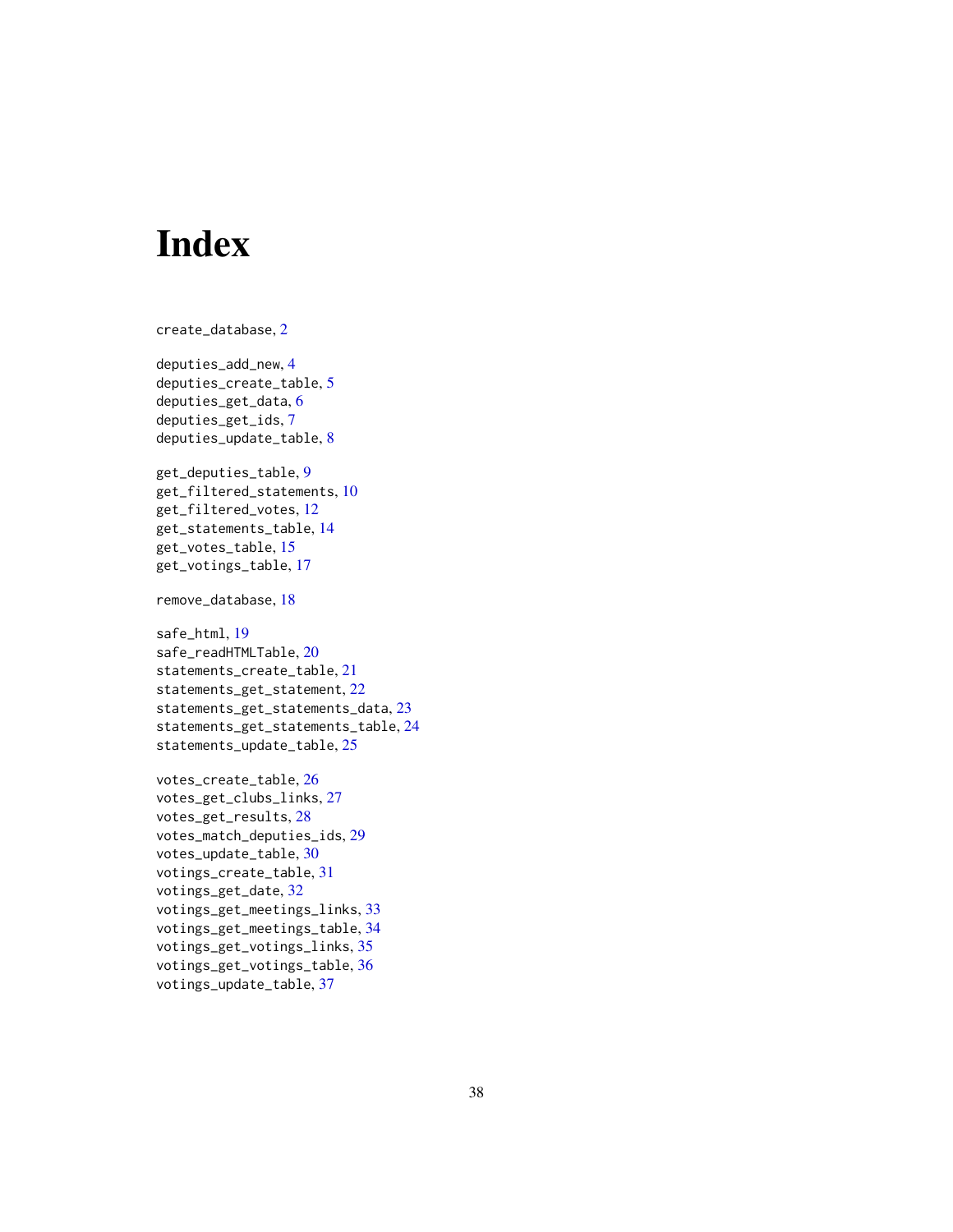# Index

create_database, 2

deputies_add_new, 4
deputies_create_table, 5
deputies_get_data, 6
deputies_get_ids, 7
deputies_update_table, 8

get_deputies_table, 9
get_filtered_statements, 10
get_filtered_votes, 12
get_statements_table, 14
get_votes_table, 15
get_votings_table, 17

remove_database, 18

safe_html, 19
safe_readHTMLTable, 20
statements_create_table, 21
statements_get_statement, 22
statements_get_statements_data, 23
statements_get_statements_table, 24
statements_update_table, 25

votes_create_table, 26
votes_get_clubs_links, 27
votes_get_results, 28
votes_match_deputies_ids, 29
votes_update_table, 30
votings_create_table, 31
votings_get_date, 32
votings_get_meetings_links, 33
votings_get_meetings_table, 34
votings_get_votings_links, 35
votings_get_votings_table, 36
votings_update_table, 37